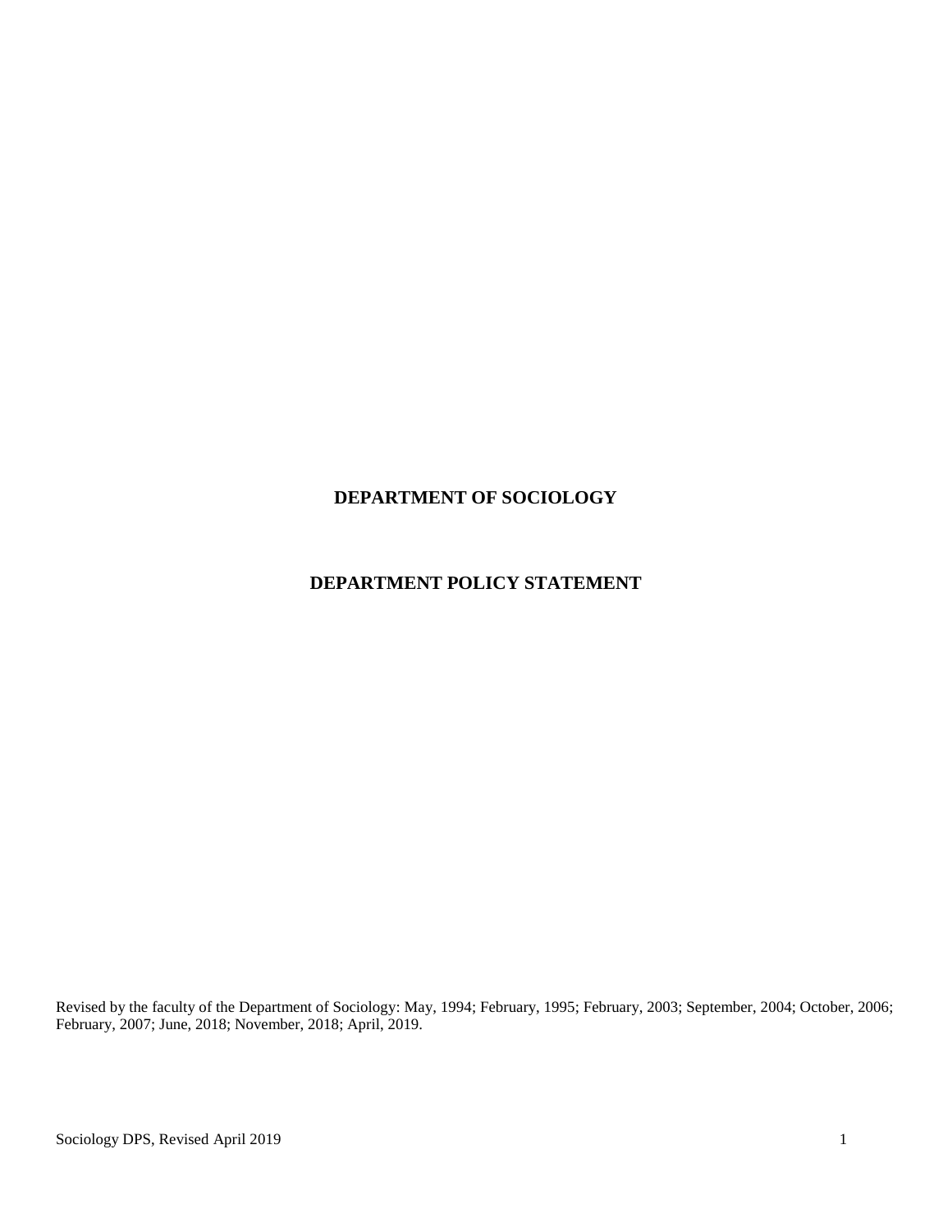# DEPARTMENT OF SOCIOLOGY

# DEPARTMENT POLICY STATEMENT

Revised by the faculty of the Department of Sociology: May, 1994; February, 1995; February, 2003; September, 2004; October, 2006; February, 2007; June, 2018; November, 2018; April, 2019.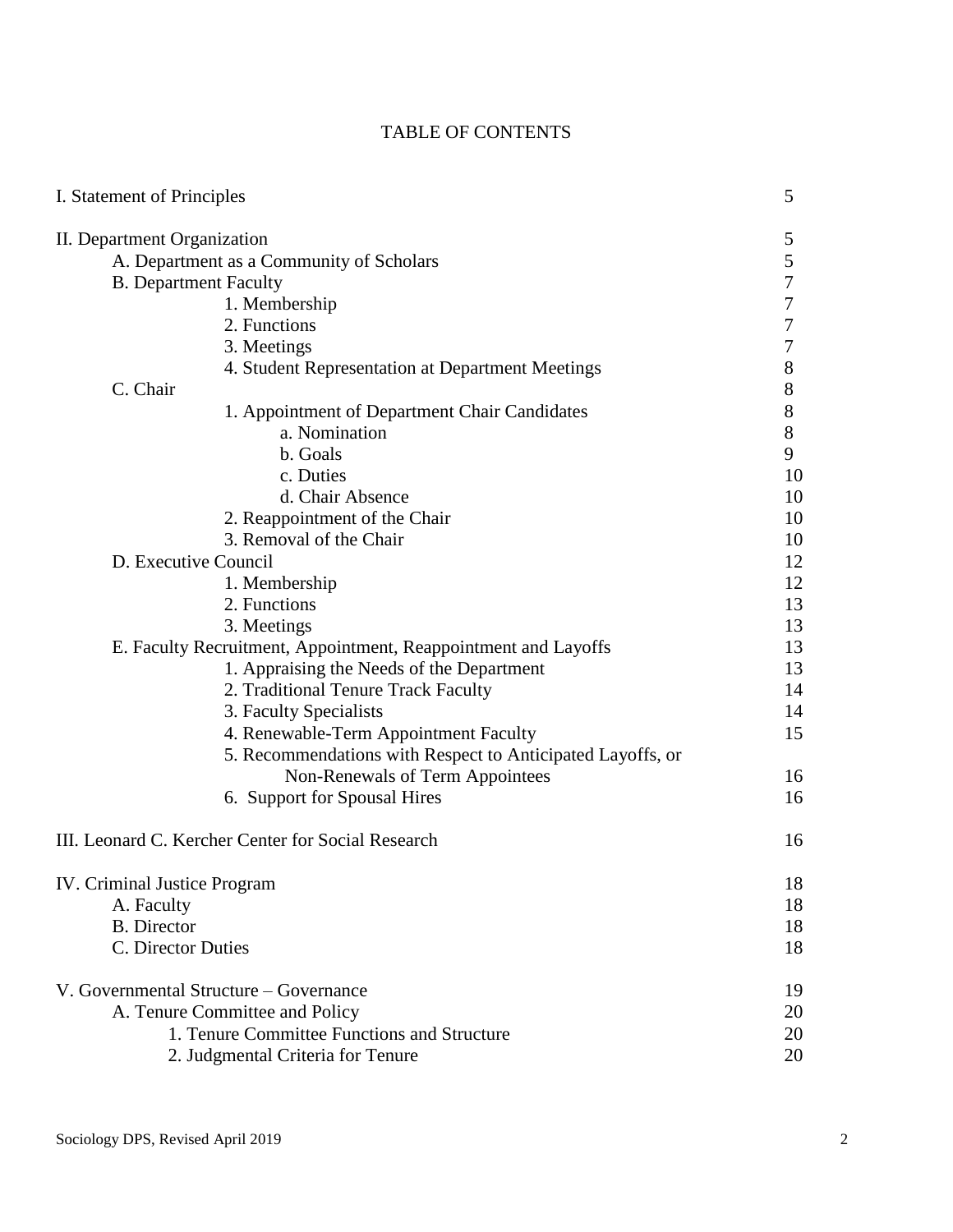# TABLE OF CONTENTS

| | |
|---|---|
| I. Statement of Principles | 5 |
| II. Department Organization | 5 |
| A. Department as a Community of Scholars | 5 |
| B. Department Faculty | 7 |
| 1. Membership | 7 |
| 2. Functions | 7 |
| 3. Meetings | 7 |
| 4. Student Representation at Department Meetings | 8 |
| C. Chair | 8 |
| 1. Appointment of Department Chair Candidates | 8 |
| a. Nomination | 8 |
| b. Goals | 9 |
| c. Duties | 10 |
| d. Chair Absence | 10 |
| 2. Reappointment of the Chair | 10 |
| 3. Removal of the Chair | 10 |
| D. Executive Council | 12 |
| 1. Membership | 12 |
| 2. Functions | 13 |
| 3. Meetings | 13 |
| E. Faculty Recruitment, Appointment, Reappointment and Layoffs | 13 |
| 1. Appraising the Needs of the Department | 13 |
| 2. Traditional Tenure Track Faculty | 14 |
| 3. Faculty Specialists | 14 |
| 4. Renewable-Term Appointment Faculty | 15 |
| 5. Recommendations with Respect to Anticipated Layoffs, or Non-Renewals of Term Appointees | 16 |
| 6. Support for Spousal Hires | 16 |
| III. Leonard C. Kercher Center for Social Research | 16 |
| IV. Criminal Justice Program | 18 |
| A. Faculty | 18 |
| B. Director | 18 |
| C. Director Duties | 18 |
| V. Governmental Structure – Governance | 19 |
| A. Tenure Committee and Policy | 20 |
| 1. Tenure Committee Functions and Structure | 20 |
| 2. Judgmental Criteria for Tenure | 20 |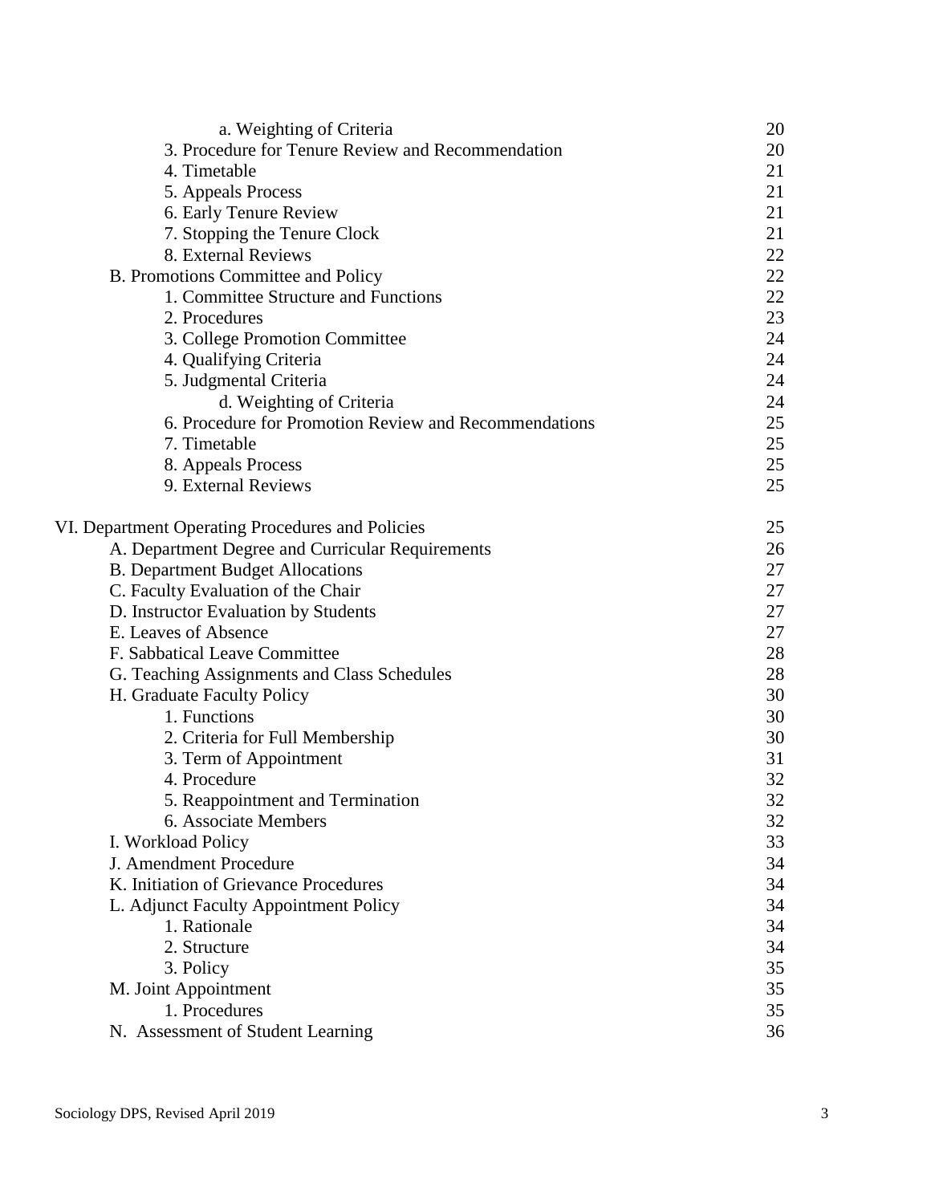| | |
|---|---|
| a. Weighting of Criteria | 20 |
| 3. Procedure for Tenure Review and Recommendation | 20 |
| 4. Timetable | 21 |
| 5. Appeals Process | 21 |
| 6. Early Tenure Review | 21 |
| 7. Stopping the Tenure Clock | 21 |
| 8. External Reviews | 22 |
| B. Promotions Committee and Policy | 22 |
| 1. Committee Structure and Functions | 22 |
| 2. Procedures | 23 |
| 3. College Promotion Committee | 24 |
| 4. Qualifying Criteria | 24 |
| 5. Judgmental Criteria | 24 |
| d. Weighting of Criteria | 24 |
| 6. Procedure for Promotion Review and Recommendations | 25 |
| 7. Timetable | 25 |
| 8. Appeals Process | 25 |
| 9. External Reviews | 25 |
| | |
| VI. Department Operating Procedures and Policies | 25 |
| A. Department Degree and Curricular Requirements | 26 |
| B. Department Budget Allocations | 27 |
| C. Faculty Evaluation of the Chair | 27 |
| D. Instructor Evaluation by Students | 27 |
| E. Leaves of Absence | 27 |
| F. Sabbatical Leave Committee | 28 |
| G. Teaching Assignments and Class Schedules | 28 |
| H. Graduate Faculty Policy | 30 |
| 1. Functions | 30 |
| 2. Criteria for Full Membership | 30 |
| 3. Term of Appointment | 31 |
| 4. Procedure | 32 |
| 5. Reappointment and Termination | 32 |
| 6. Associate Members | 32 |
| I. Workload Policy | 33 |
| J. Amendment Procedure | 34 |
| K. Initiation of Grievance Procedures | 34 |
| L. Adjunct Faculty Appointment Policy | 34 |
| 1. Rationale | 34 |
| 2. Structure | 34 |
| 3. Policy | 35 |
| M. Joint Appointment | 35 |
| 1. Procedures | 35 |
| N. Assessment of Student Learning | 36 |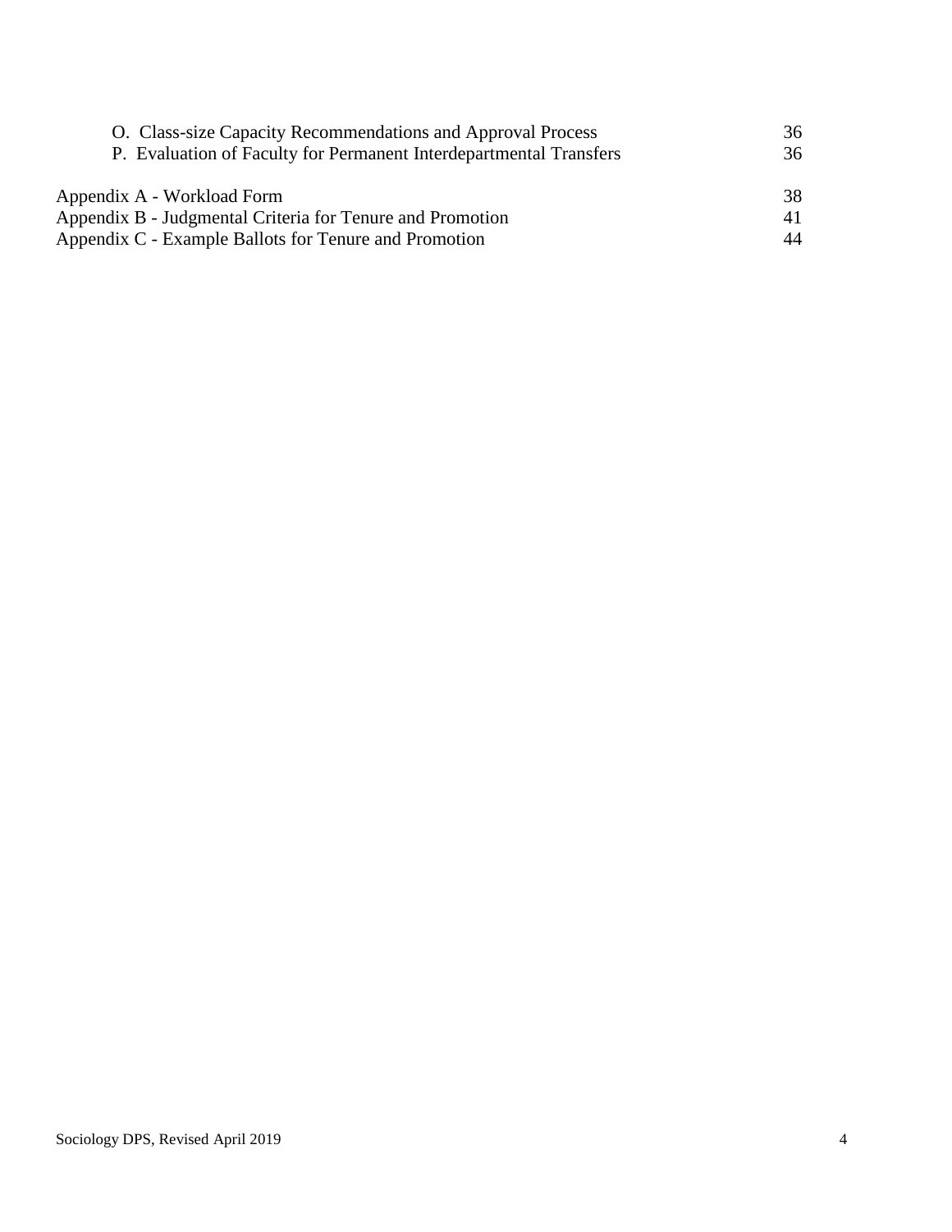| | |
|---|---|
| O. Class-size Capacity Recommendations and Approval Process | 36 |
| P. Evaluation of Faculty for Permanent Interdepartmental Transfers | 36 |
| | |
| Appendix A - Workload Form | 38 |
| Appendix B - Judgmental Criteria for Tenure and Promotion | 41 |
| Appendix C - Example Ballots for Tenure and Promotion | 44 |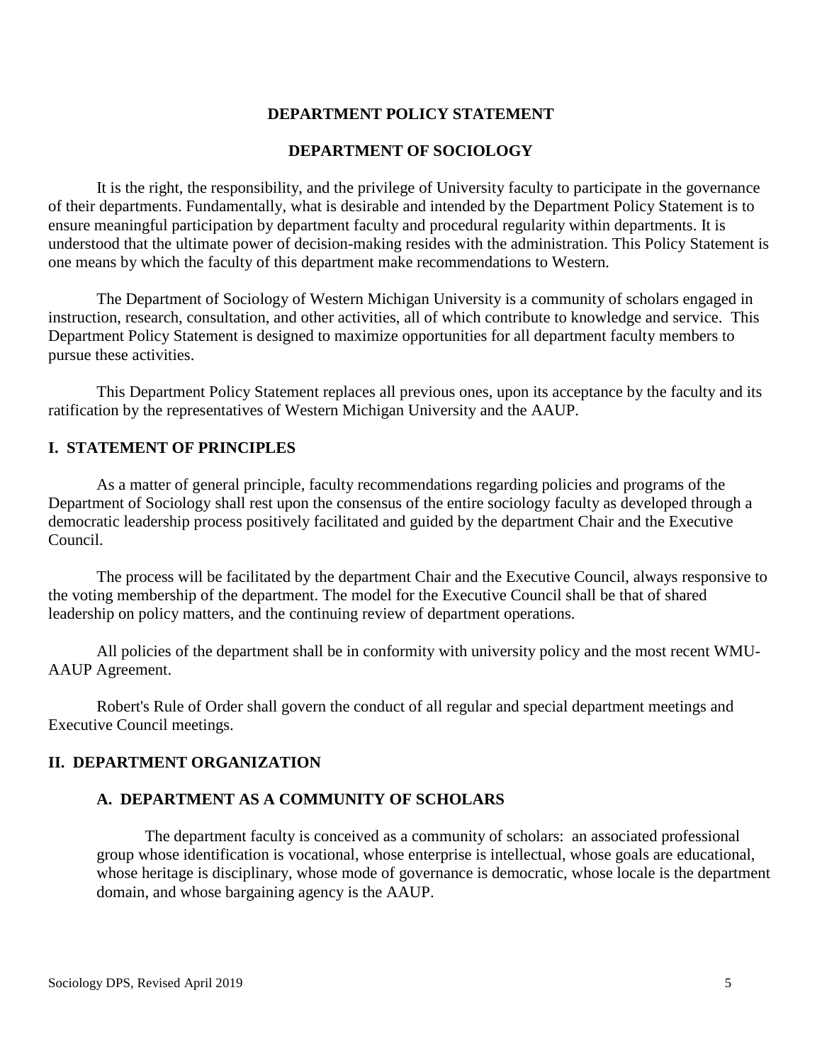# DEPARTMENT POLICY STATEMENT

# DEPARTMENT OF SOCIOLOGY

It is the right, the responsibility, and the privilege of University faculty to participate in the governance of their departments. Fundamentally, what is desirable and intended by the Department Policy Statement is to ensure meaningful participation by department faculty and procedural regularity within departments. It is understood that the ultimate power of decision-making resides with the administration. This Policy Statement is one means by which the faculty of this department make recommendations to Western.

The Department of Sociology of Western Michigan University is a community of scholars engaged in instruction, research, consultation, and other activities, all of which contribute to knowledge and service. This Department Policy Statement is designed to maximize opportunities for all department faculty members to pursue these activities.

This Department Policy Statement replaces all previous ones, upon its acceptance by the faculty and its ratification by the representatives of Western Michigan University and the AAUP.

## I. STATEMENT OF PRINCIPLES

As a matter of general principle, faculty recommendations regarding policies and programs of the Department of Sociology shall rest upon the consensus of the entire sociology faculty as developed through a democratic leadership process positively facilitated and guided by the department Chair and the Executive Council.

The process will be facilitated by the department Chair and the Executive Council, always responsive to the voting membership of the department. The model for the Executive Council shall be that of shared leadership on policy matters, and the continuing review of department operations.

All policies of the department shall be in conformity with university policy and the most recent WMU-AAUP Agreement.

Robert's Rule of Order shall govern the conduct of all regular and special department meetings and Executive Council meetings.

## II. DEPARTMENT ORGANIZATION

### A. DEPARTMENT AS A COMMUNITY OF SCHOLARS

The department faculty is conceived as a community of scholars: an associated professional group whose identification is vocational, whose enterprise is intellectual, whose goals are educational, whose heritage is disciplinary, whose mode of governance is democratic, whose locale is the department domain, and whose bargaining agency is the AAUP.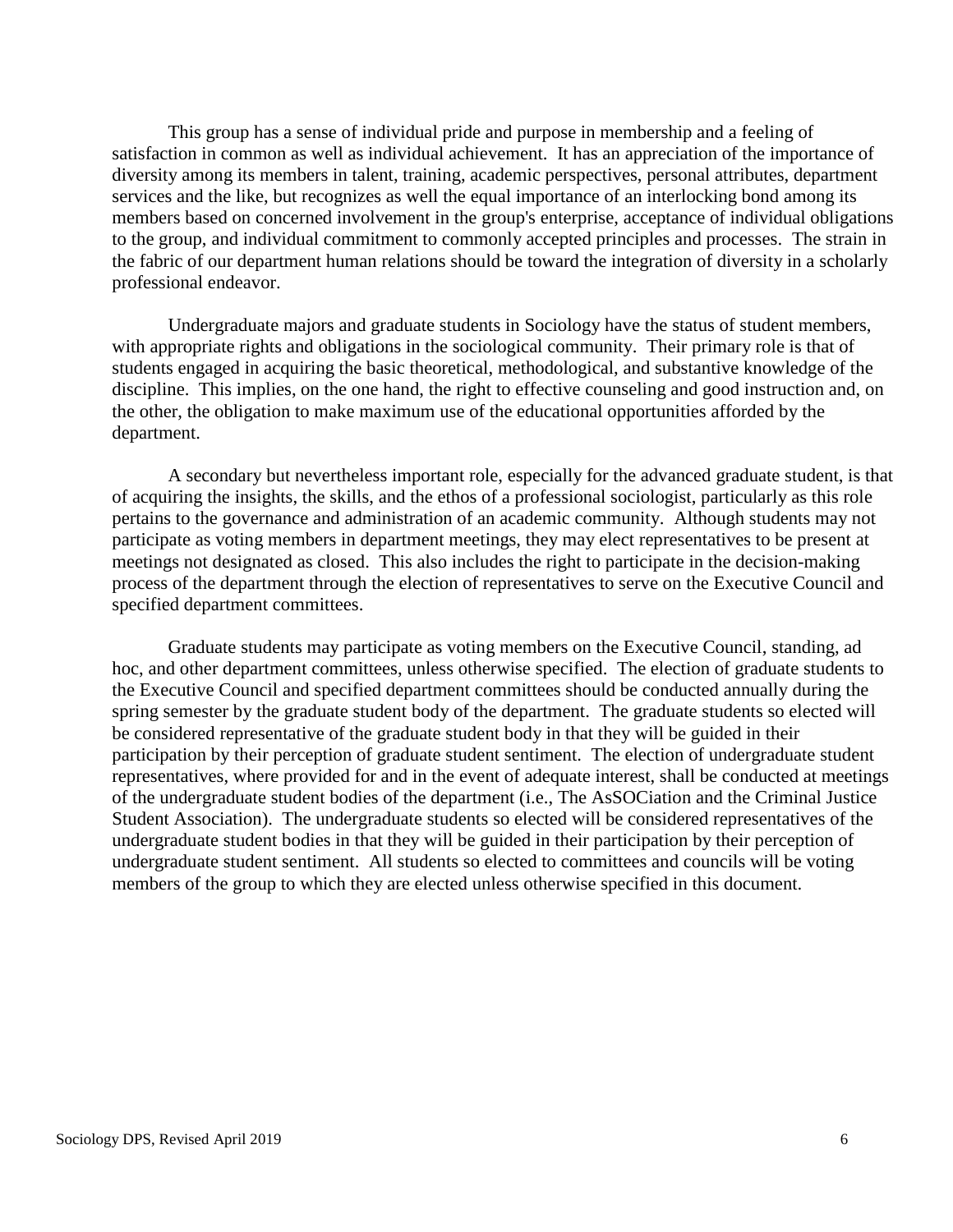This group has a sense of individual pride and purpose in membership and a feeling of satisfaction in common as well as individual achievement. It has an appreciation of the importance of diversity among its members in talent, training, academic perspectives, personal attributes, department services and the like, but recognizes as well the equal importance of an interlocking bond among its members based on concerned involvement in the group's enterprise, acceptance of individual obligations to the group, and individual commitment to commonly accepted principles and processes. The strain in the fabric of our department human relations should be toward the integration of diversity in a scholarly professional endeavor.

Undergraduate majors and graduate students in Sociology have the status of student members, with appropriate rights and obligations in the sociological community. Their primary role is that of students engaged in acquiring the basic theoretical, methodological, and substantive knowledge of the discipline. This implies, on the one hand, the right to effective counseling and good instruction and, on the other, the obligation to make maximum use of the educational opportunities afforded by the department.

A secondary but nevertheless important role, especially for the advanced graduate student, is that of acquiring the insights, the skills, and the ethos of a professional sociologist, particularly as this role pertains to the governance and administration of an academic community. Although students may not participate as voting members in department meetings, they may elect representatives to be present at meetings not designated as closed. This also includes the right to participate in the decision-making process of the department through the election of representatives to serve on the Executive Council and specified department committees.

Graduate students may participate as voting members on the Executive Council, standing, ad hoc, and other department committees, unless otherwise specified. The election of graduate students to the Executive Council and specified department committees should be conducted annually during the spring semester by the graduate student body of the department. The graduate students so elected will be considered representative of the graduate student body in that they will be guided in their participation by their perception of graduate student sentiment. The election of undergraduate student representatives, where provided for and in the event of adequate interest, shall be conducted at meetings of the undergraduate student bodies of the department (i.e., The AsSOCiation and the Criminal Justice Student Association). The undergraduate students so elected will be considered representatives of the undergraduate student bodies in that they will be guided in their participation by their perception of undergraduate student sentiment. All students so elected to committees and councils will be voting members of the group to which they are elected unless otherwise specified in this document.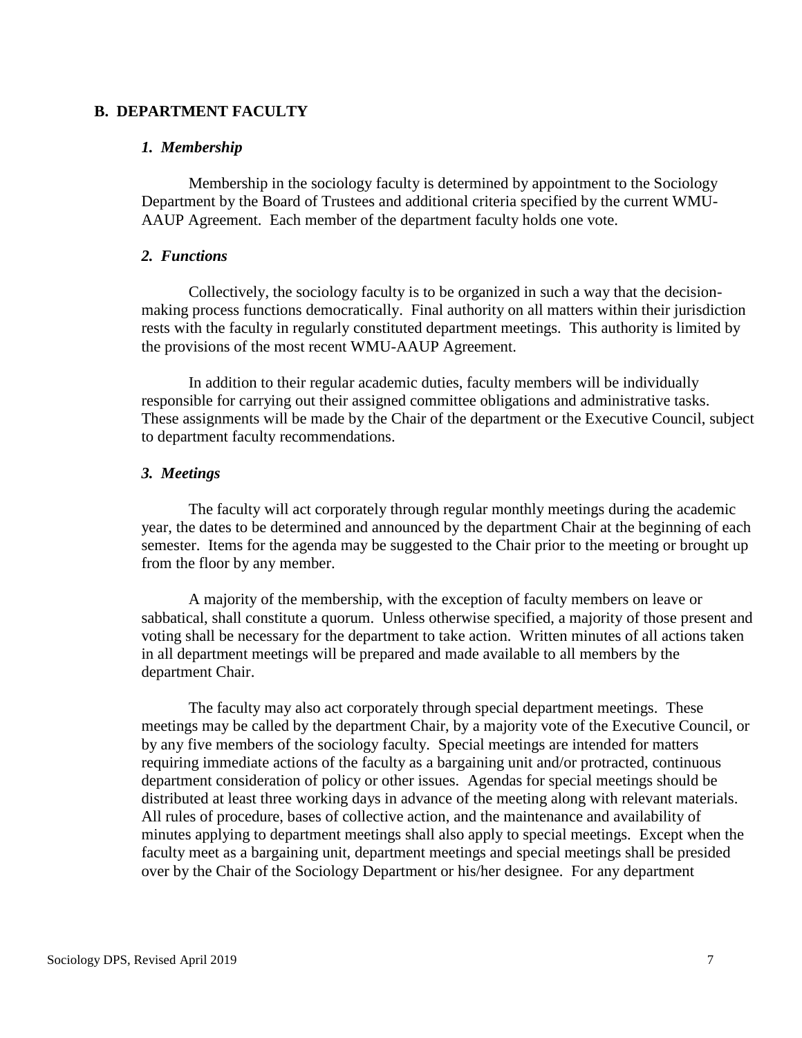## B. DEPARTMENT FACULTY

### *1. Membership*

Membership in the sociology faculty is determined by appointment to the Sociology Department by the Board of Trustees and additional criteria specified by the current WMU-AAUP Agreement. Each member of the department faculty holds one vote.

### *2. Functions*

Collectively, the sociology faculty is to be organized in such a way that the decision-making process functions democratically. Final authority on all matters within their jurisdiction rests with the faculty in regularly constituted department meetings. This authority is limited by the provisions of the most recent WMU-AAUP Agreement.

In addition to their regular academic duties, faculty members will be individually responsible for carrying out their assigned committee obligations and administrative tasks. These assignments will be made by the Chair of the department or the Executive Council, subject to department faculty recommendations.

### *3. Meetings*

The faculty will act corporately through regular monthly meetings during the academic year, the dates to be determined and announced by the department Chair at the beginning of each semester. Items for the agenda may be suggested to the Chair prior to the meeting or brought up from the floor by any member.

A majority of the membership, with the exception of faculty members on leave or sabbatical, shall constitute a quorum. Unless otherwise specified, a majority of those present and voting shall be necessary for the department to take action. Written minutes of all actions taken in all department meetings will be prepared and made available to all members by the department Chair.

The faculty may also act corporately through special department meetings. These meetings may be called by the department Chair, by a majority vote of the Executive Council, or by any five members of the sociology faculty. Special meetings are intended for matters requiring immediate actions of the faculty as a bargaining unit and/or protracted, continuous department consideration of policy or other issues. Agendas for special meetings should be distributed at least three working days in advance of the meeting along with relevant materials. All rules of procedure, bases of collective action, and the maintenance and availability of minutes applying to department meetings shall also apply to special meetings. Except when the faculty meet as a bargaining unit, department meetings and special meetings shall be presided over by the Chair of the Sociology Department or his/her designee. For any department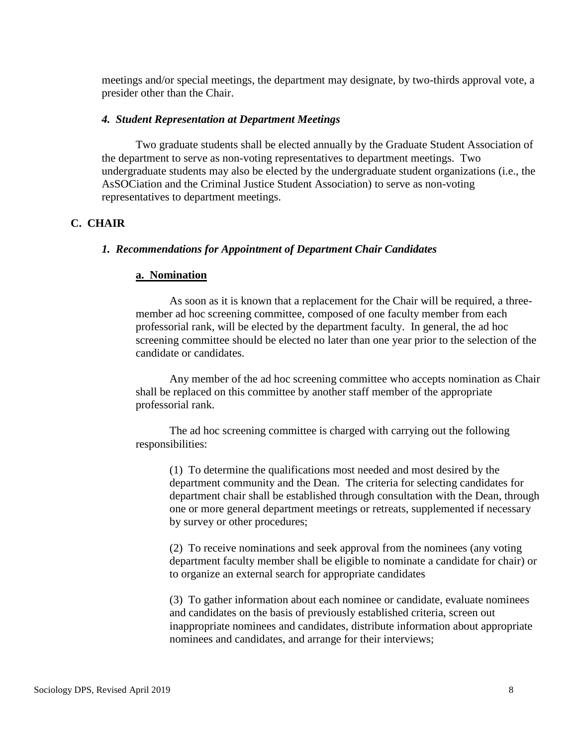meetings and/or special meetings, the department may designate, by two-thirds approval vote, a presider other than the Chair.

#### *4. Student Representation at Department Meetings*

Two graduate students shall be elected annually by the Graduate Student Association of the department to serve as non-voting representatives to department meetings. Two undergraduate students may also be elected by the undergraduate student organizations (i.e., the AsSOCiation and the Criminal Justice Student Association) to serve as non-voting representatives to department meetings.

### C. CHAIR

#### *1. Recommendations for Appointment of Department Chair Candidates*

##### a. Nomination

As soon as it is known that a replacement for the Chair will be required, a three-member ad hoc screening committee, composed of one faculty member from each professorial rank, will be elected by the department faculty. In general, the ad hoc screening committee should be elected no later than one year prior to the selection of the candidate or candidates.

Any member of the ad hoc screening committee who accepts nomination as Chair shall be replaced on this committee by another staff member of the appropriate professorial rank.

The ad hoc screening committee is charged with carrying out the following responsibilities:

(1) To determine the qualifications most needed and most desired by the department community and the Dean. The criteria for selecting candidates for department chair shall be established through consultation with the Dean, through one or more general department meetings or retreats, supplemented if necessary by survey or other procedures;

(2) To receive nominations and seek approval from the nominees (any voting department faculty member shall be eligible to nominate a candidate for chair) or to organize an external search for appropriate candidates

(3) To gather information about each nominee or candidate, evaluate nominees and candidates on the basis of previously established criteria, screen out inappropriate nominees and candidates, distribute information about appropriate nominees and candidates, and arrange for their interviews;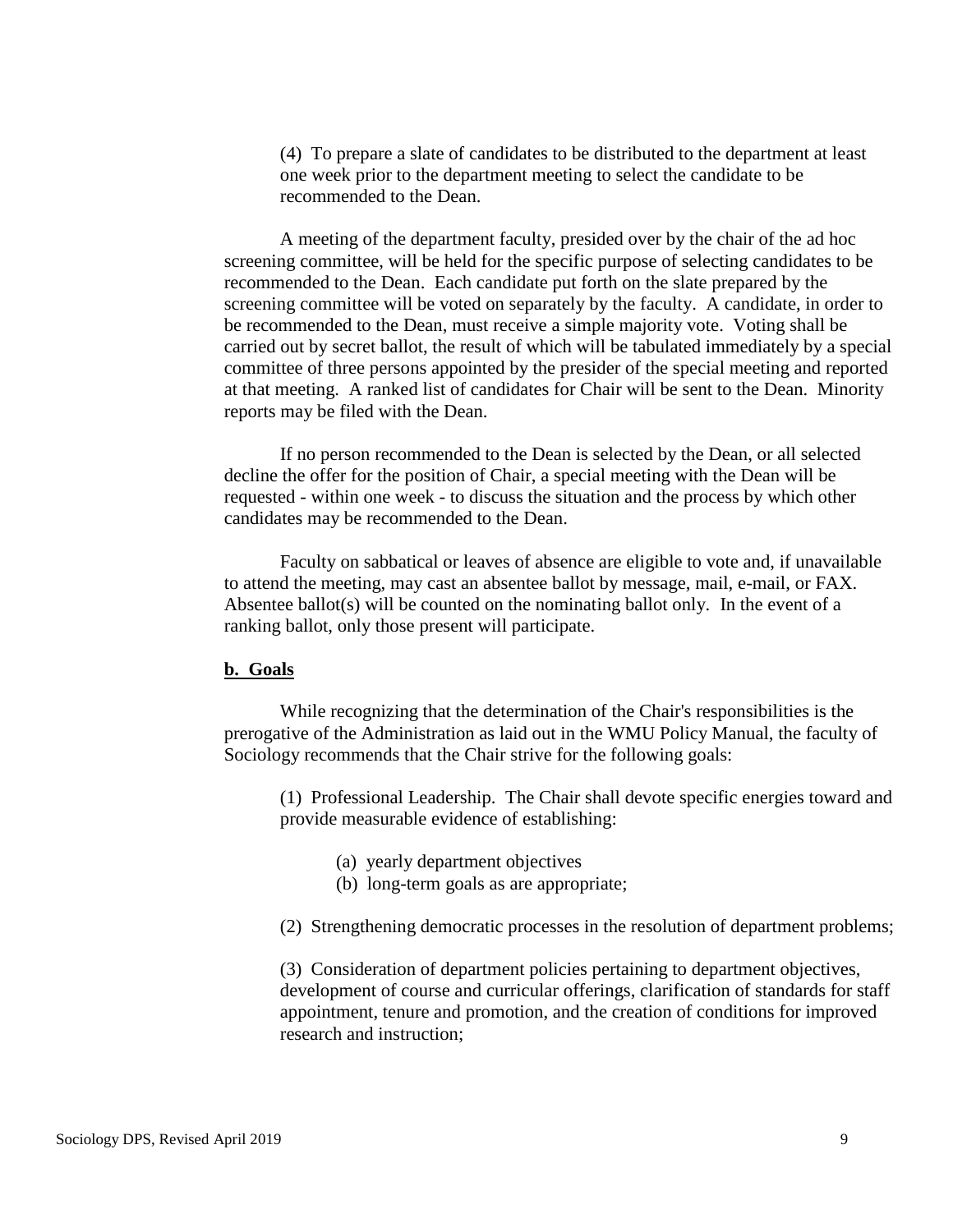(4) To prepare a slate of candidates to be distributed to the department at least one week prior to the department meeting to select the candidate to be recommended to the Dean.

A meeting of the department faculty, presided over by the chair of the ad hoc screening committee, will be held for the specific purpose of selecting candidates to be recommended to the Dean. Each candidate put forth on the slate prepared by the screening committee will be voted on separately by the faculty. A candidate, in order to be recommended to the Dean, must receive a simple majority vote. Voting shall be carried out by secret ballot, the result of which will be tabulated immediately by a special committee of three persons appointed by the presider of the special meeting and reported at that meeting. A ranked list of candidates for Chair will be sent to the Dean. Minority reports may be filed with the Dean.

If no person recommended to the Dean is selected by the Dean, or all selected decline the offer for the position of Chair, a special meeting with the Dean will be requested - within one week - to discuss the situation and the process by which other candidates may be recommended to the Dean.

Faculty on sabbatical or leaves of absence are eligible to vote and, if unavailable to attend the meeting, may cast an absentee ballot by message, mail, e-mail, or FAX. Absentee ballot(s) will be counted on the nominating ballot only. In the event of a ranking ballot, only those present will participate.

**b. Goals**

While recognizing that the determination of the Chair's responsibilities is the prerogative of the Administration as laid out in the WMU Policy Manual, the faculty of Sociology recommends that the Chair strive for the following goals:

(1) Professional Leadership. The Chair shall devote specific energies toward and provide measurable evidence of establishing:

(a) yearly department objectives
(b) long-term goals as are appropriate;

(2) Strengthening democratic processes in the resolution of department problems;

(3) Consideration of department policies pertaining to department objectives, development of course and curricular offerings, clarification of standards for staff appointment, tenure and promotion, and the creation of conditions for improved research and instruction;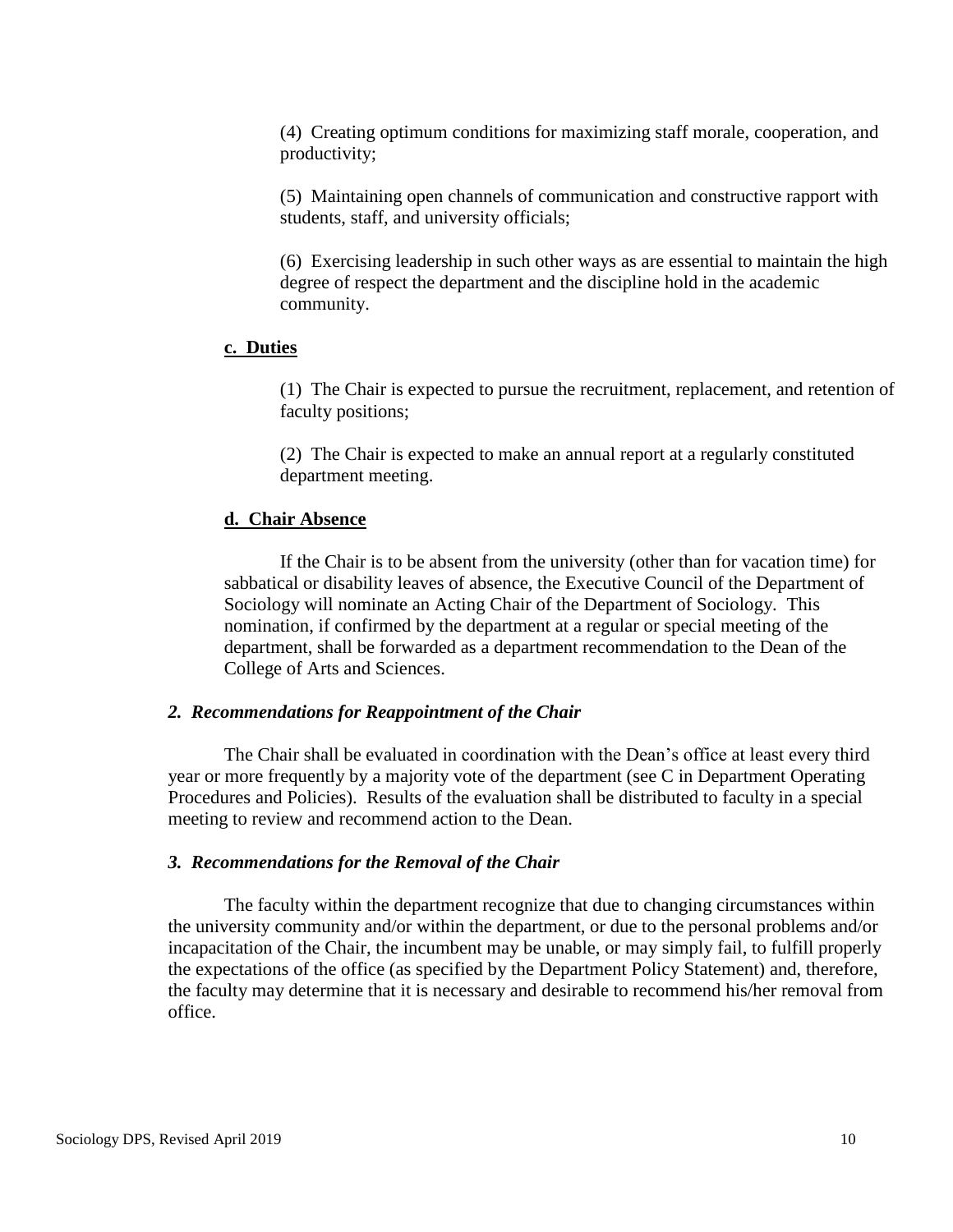(4) Creating optimum conditions for maximizing staff morale, cooperation, and productivity;

(5) Maintaining open channels of communication and constructive rapport with students, staff, and university officials;

(6) Exercising leadership in such other ways as are essential to maintain the high degree of respect the department and the discipline hold in the academic community.

**c. Duties**

(1) The Chair is expected to pursue the recruitment, replacement, and retention of faculty positions;

(2) The Chair is expected to make an annual report at a regularly constituted department meeting.

**d. Chair Absence**

If the Chair is to be absent from the university (other than for vacation time) for sabbatical or disability leaves of absence, the Executive Council of the Department of Sociology will nominate an Acting Chair of the Department of Sociology. This nomination, if confirmed by the department at a regular or special meeting of the department, shall be forwarded as a department recommendation to the Dean of the College of Arts and Sciences.

***2. Recommendations for Reappointment of the Chair***

The Chair shall be evaluated in coordination with the Dean's office at least every third year or more frequently by a majority vote of the department (see C in Department Operating Procedures and Policies). Results of the evaluation shall be distributed to faculty in a special meeting to review and recommend action to the Dean.

***3. Recommendations for the Removal of the Chair***

The faculty within the department recognize that due to changing circumstances within the university community and/or within the department, or due to the personal problems and/or incapacitation of the Chair, the incumbent may be unable, or may simply fail, to fulfill properly the expectations of the office (as specified by the Department Policy Statement) and, therefore, the faculty may determine that it is necessary and desirable to recommend his/her removal from office.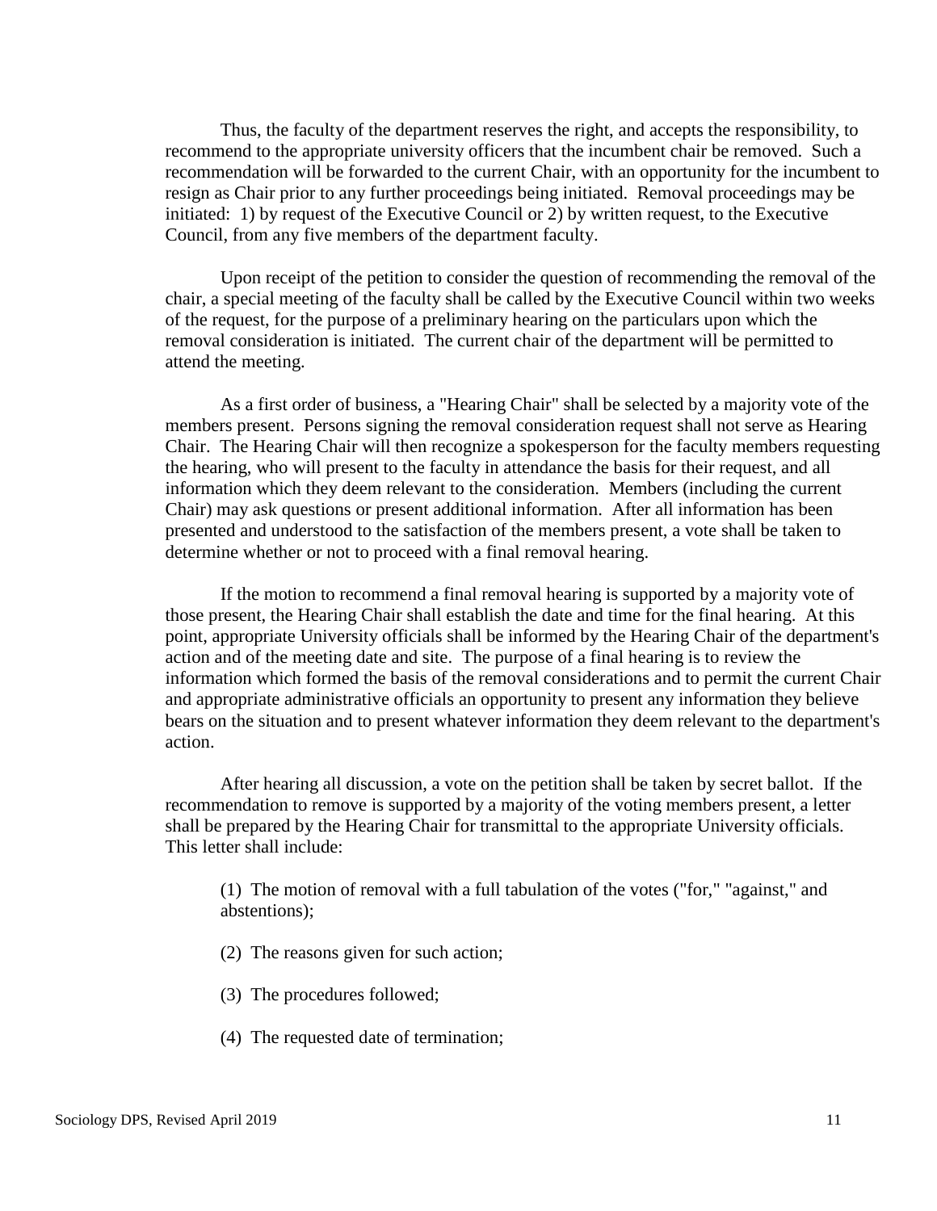Thus, the faculty of the department reserves the right, and accepts the responsibility, to recommend to the appropriate university officers that the incumbent chair be removed. Such a recommendation will be forwarded to the current Chair, with an opportunity for the incumbent to resign as Chair prior to any further proceedings being initiated. Removal proceedings may be initiated: 1) by request of the Executive Council or 2) by written request, to the Executive Council, from any five members of the department faculty.

Upon receipt of the petition to consider the question of recommending the removal of the chair, a special meeting of the faculty shall be called by the Executive Council within two weeks of the request, for the purpose of a preliminary hearing on the particulars upon which the removal consideration is initiated. The current chair of the department will be permitted to attend the meeting.

As a first order of business, a "Hearing Chair" shall be selected by a majority vote of the members present. Persons signing the removal consideration request shall not serve as Hearing Chair. The Hearing Chair will then recognize a spokesperson for the faculty members requesting the hearing, who will present to the faculty in attendance the basis for their request, and all information which they deem relevant to the consideration. Members (including the current Chair) may ask questions or present additional information. After all information has been presented and understood to the satisfaction of the members present, a vote shall be taken to determine whether or not to proceed with a final removal hearing.

If the motion to recommend a final removal hearing is supported by a majority vote of those present, the Hearing Chair shall establish the date and time for the final hearing. At this point, appropriate University officials shall be informed by the Hearing Chair of the department's action and of the meeting date and site. The purpose of a final hearing is to review the information which formed the basis of the removal considerations and to permit the current Chair and appropriate administrative officials an opportunity to present any information they believe bears on the situation and to present whatever information they deem relevant to the department's action.

After hearing all discussion, a vote on the petition shall be taken by secret ballot. If the recommendation to remove is supported by a majority of the voting members present, a letter shall be prepared by the Hearing Chair for transmittal to the appropriate University officials. This letter shall include:

(1) The motion of removal with a full tabulation of the votes ("for," "against," and abstentions);

(2) The reasons given for such action;

(3) The procedures followed;

(4) The requested date of termination;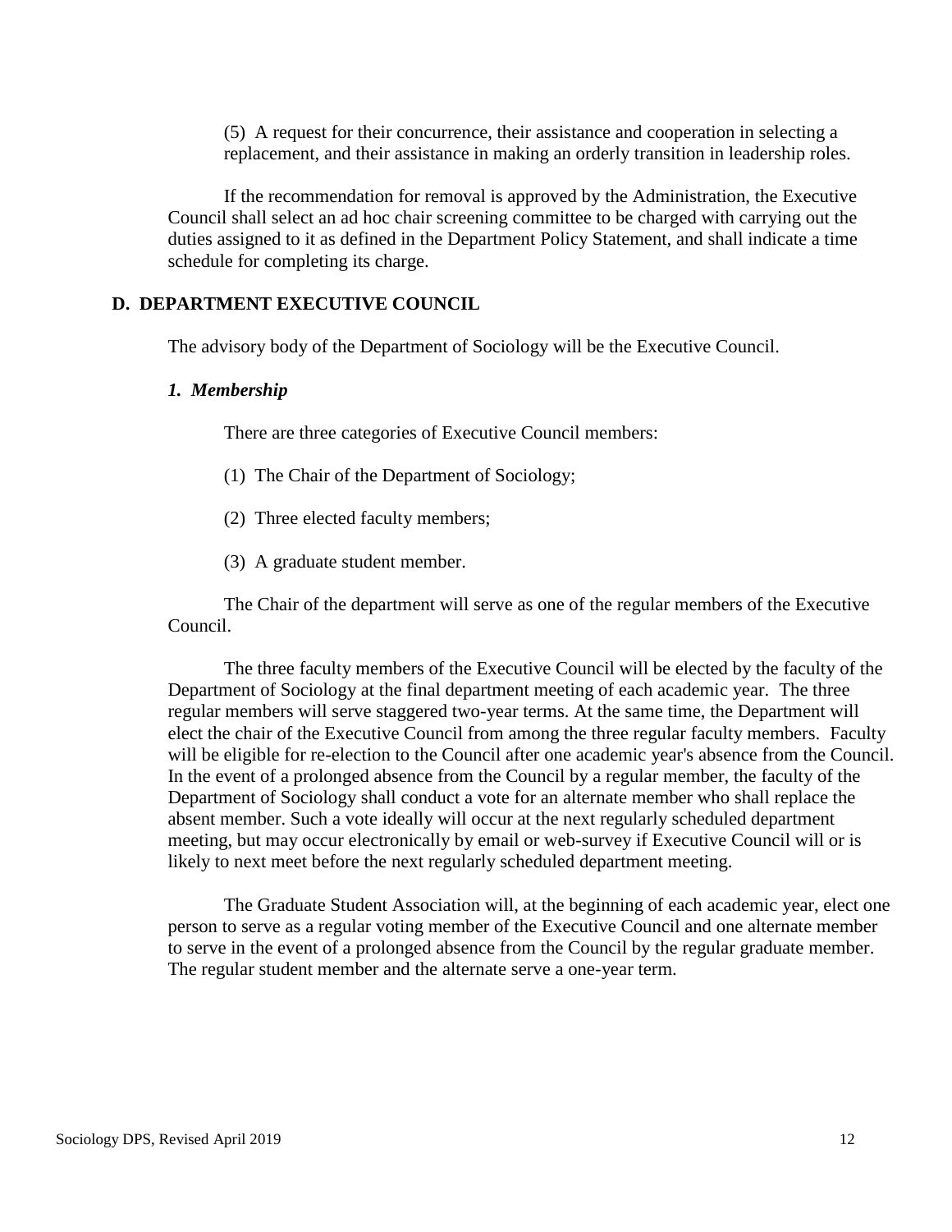(5) A request for their concurrence, their assistance and cooperation in selecting a replacement, and their assistance in making an orderly transition in leadership roles.

If the recommendation for removal is approved by the Administration, the Executive Council shall select an ad hoc chair screening committee to be charged with carrying out the duties assigned to it as defined in the Department Policy Statement, and shall indicate a time schedule for completing its charge.

## D. DEPARTMENT EXECUTIVE COUNCIL

The advisory body of the Department of Sociology will be the Executive Council.

### *1. Membership*

There are three categories of Executive Council members:

(1) The Chair of the Department of Sociology;

(2) Three elected faculty members;

(3) A graduate student member.

The Chair of the department will serve as one of the regular members of the Executive Council.

The three faculty members of the Executive Council will be elected by the faculty of the Department of Sociology at the final department meeting of each academic year. The three regular members will serve staggered two-year terms. At the same time, the Department will elect the chair of the Executive Council from among the three regular faculty members. Faculty will be eligible for re-election to the Council after one academic year's absence from the Council. In the event of a prolonged absence from the Council by a regular member, the faculty of the Department of Sociology shall conduct a vote for an alternate member who shall replace the absent member. Such a vote ideally will occur at the next regularly scheduled department meeting, but may occur electronically by email or web-survey if Executive Council will or is likely to next meet before the next regularly scheduled department meeting.

The Graduate Student Association will, at the beginning of each academic year, elect one person to serve as a regular voting member of the Executive Council and one alternate member to serve in the event of a prolonged absence from the Council by the regular graduate member. The regular student member and the alternate serve a one-year term.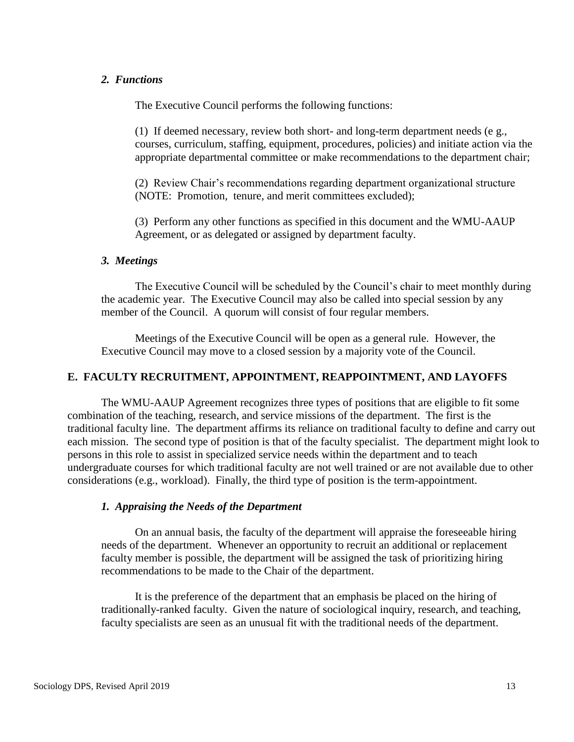### *2. Functions*

The Executive Council performs the following functions:

(1) If deemed necessary, review both short- and long-term department needs (e g., courses, curriculum, staffing, equipment, procedures, policies) and initiate action via the appropriate departmental committee or make recommendations to the department chair;

(2) Review Chair's recommendations regarding department organizational structure (NOTE: Promotion, tenure, and merit committees excluded);

(3) Perform any other functions as specified in this document and the WMU-AAUP Agreement, or as delegated or assigned by department faculty.

### *3. Meetings*

The Executive Council will be scheduled by the Council's chair to meet monthly during the academic year. The Executive Council may also be called into special session by any member of the Council. A quorum will consist of four regular members.

Meetings of the Executive Council will be open as a general rule. However, the Executive Council may move to a closed session by a majority vote of the Council.

## E. FACULTY RECRUITMENT, APPOINTMENT, REAPPOINTMENT, AND LAYOFFS

The WMU-AAUP Agreement recognizes three types of positions that are eligible to fit some combination of the teaching, research, and service missions of the department. The first is the traditional faculty line. The department affirms its reliance on traditional faculty to define and carry out each mission. The second type of position is that of the faculty specialist. The department might look to persons in this role to assist in specialized service needs within the department and to teach undergraduate courses for which traditional faculty are not well trained or are not available due to other considerations (e.g., workload). Finally, the third type of position is the term-appointment.

### *1. Appraising the Needs of the Department*

On an annual basis, the faculty of the department will appraise the foreseeable hiring needs of the department. Whenever an opportunity to recruit an additional or replacement faculty member is possible, the department will be assigned the task of prioritizing hiring recommendations to be made to the Chair of the department.

It is the preference of the department that an emphasis be placed on the hiring of traditionally-ranked faculty. Given the nature of sociological inquiry, research, and teaching, faculty specialists are seen as an unusual fit with the traditional needs of the department.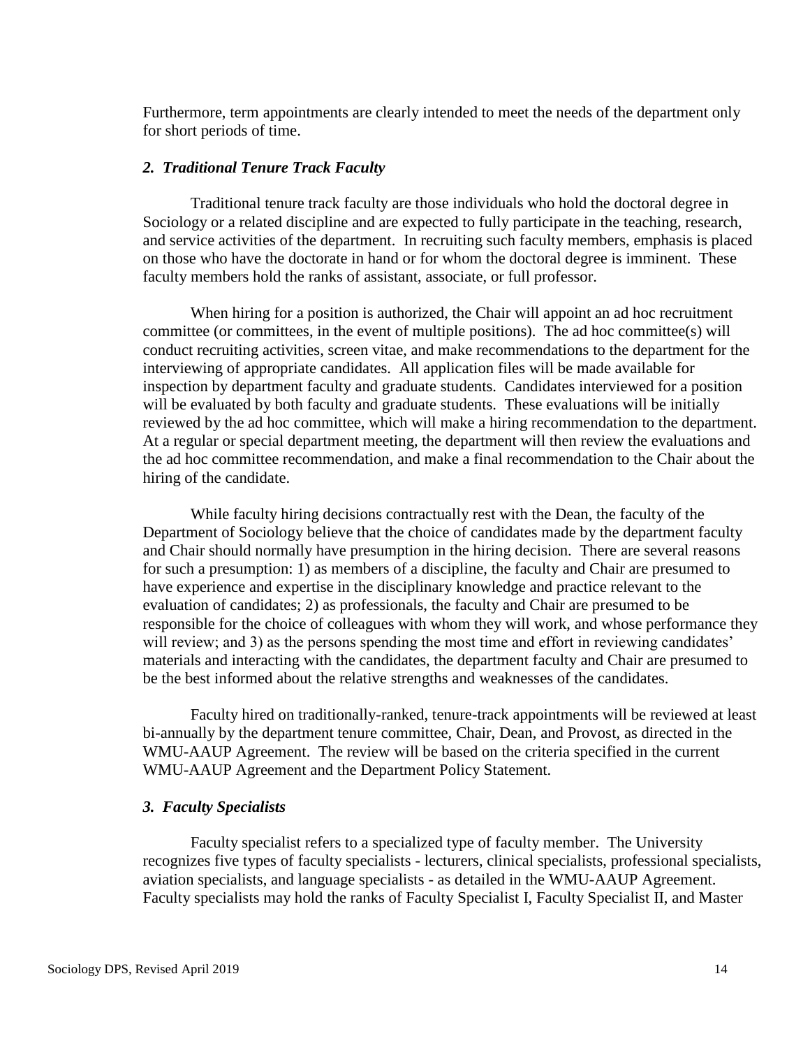Furthermore, term appointments are clearly intended to meet the needs of the department only for short periods of time.

### *2. Traditional Tenure Track Faculty*

Traditional tenure track faculty are those individuals who hold the doctoral degree in Sociology or a related discipline and are expected to fully participate in the teaching, research, and service activities of the department. In recruiting such faculty members, emphasis is placed on those who have the doctorate in hand or for whom the doctoral degree is imminent. These faculty members hold the ranks of assistant, associate, or full professor.

When hiring for a position is authorized, the Chair will appoint an ad hoc recruitment committee (or committees, in the event of multiple positions). The ad hoc committee(s) will conduct recruiting activities, screen vitae, and make recommendations to the department for the interviewing of appropriate candidates. All application files will be made available for inspection by department faculty and graduate students. Candidates interviewed for a position will be evaluated by both faculty and graduate students. These evaluations will be initially reviewed by the ad hoc committee, which will make a hiring recommendation to the department. At a regular or special department meeting, the department will then review the evaluations and the ad hoc committee recommendation, and make a final recommendation to the Chair about the hiring of the candidate.

While faculty hiring decisions contractually rest with the Dean, the faculty of the Department of Sociology believe that the choice of candidates made by the department faculty and Chair should normally have presumption in the hiring decision. There are several reasons for such a presumption: 1) as members of a discipline, the faculty and Chair are presumed to have experience and expertise in the disciplinary knowledge and practice relevant to the evaluation of candidates; 2) as professionals, the faculty and Chair are presumed to be responsible for the choice of colleagues with whom they will work, and whose performance they will review; and 3) as the persons spending the most time and effort in reviewing candidates' materials and interacting with the candidates, the department faculty and Chair are presumed to be the best informed about the relative strengths and weaknesses of the candidates.

Faculty hired on traditionally-ranked, tenure-track appointments will be reviewed at least bi-annually by the department tenure committee, Chair, Dean, and Provost, as directed in the WMU-AAUP Agreement. The review will be based on the criteria specified in the current WMU-AAUP Agreement and the Department Policy Statement.

### *3. Faculty Specialists*

Faculty specialist refers to a specialized type of faculty member. The University recognizes five types of faculty specialists - lecturers, clinical specialists, professional specialists, aviation specialists, and language specialists - as detailed in the WMU-AAUP Agreement. Faculty specialists may hold the ranks of Faculty Specialist I, Faculty Specialist II, and Master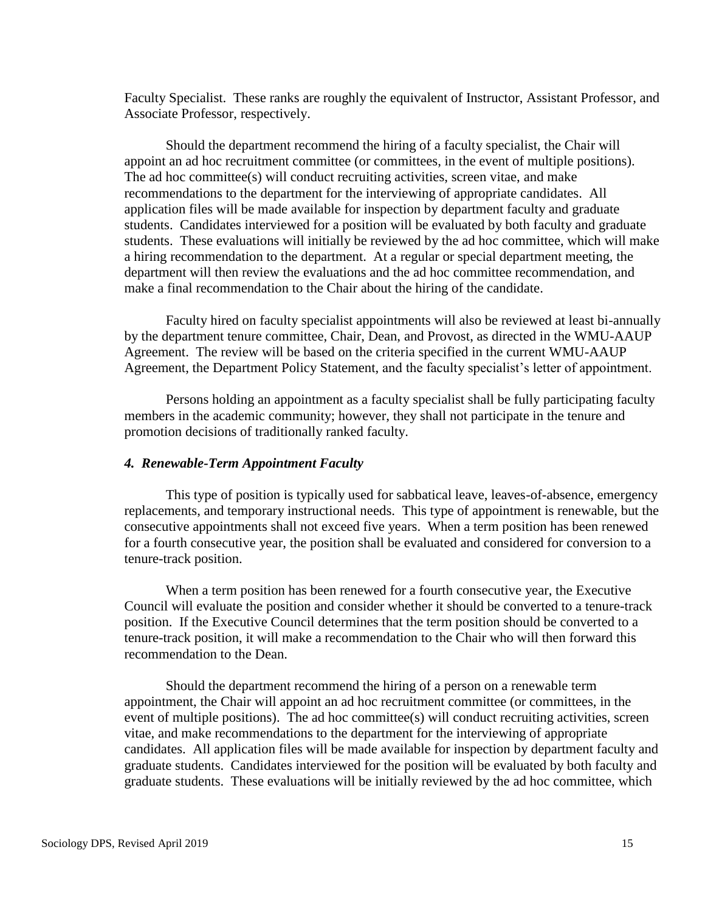Faculty Specialist. These ranks are roughly the equivalent of Instructor, Assistant Professor, and Associate Professor, respectively.

Should the department recommend the hiring of a faculty specialist, the Chair will appoint an ad hoc recruitment committee (or committees, in the event of multiple positions). The ad hoc committee(s) will conduct recruiting activities, screen vitae, and make recommendations to the department for the interviewing of appropriate candidates. All application files will be made available for inspection by department faculty and graduate students. Candidates interviewed for a position will be evaluated by both faculty and graduate students. These evaluations will initially be reviewed by the ad hoc committee, which will make a hiring recommendation to the department. At a regular or special department meeting, the department will then review the evaluations and the ad hoc committee recommendation, and make a final recommendation to the Chair about the hiring of the candidate.

Faculty hired on faculty specialist appointments will also be reviewed at least bi-annually by the department tenure committee, Chair, Dean, and Provost, as directed in the WMU-AAUP Agreement. The review will be based on the criteria specified in the current WMU-AAUP Agreement, the Department Policy Statement, and the faculty specialist's letter of appointment.

Persons holding an appointment as a faculty specialist shall be fully participating faculty members in the academic community; however, they shall not participate in the tenure and promotion decisions of traditionally ranked faculty.

#### *4. Renewable-Term Appointment Faculty*

This type of position is typically used for sabbatical leave, leaves-of-absence, emergency replacements, and temporary instructional needs. This type of appointment is renewable, but the consecutive appointments shall not exceed five years. When a term position has been renewed for a fourth consecutive year, the position shall be evaluated and considered for conversion to a tenure-track position.

When a term position has been renewed for a fourth consecutive year, the Executive Council will evaluate the position and consider whether it should be converted to a tenure-track position. If the Executive Council determines that the term position should be converted to a tenure-track position, it will make a recommendation to the Chair who will then forward this recommendation to the Dean.

Should the department recommend the hiring of a person on a renewable term appointment, the Chair will appoint an ad hoc recruitment committee (or committees, in the event of multiple positions). The ad hoc committee(s) will conduct recruiting activities, screen vitae, and make recommendations to the department for the interviewing of appropriate candidates. All application files will be made available for inspection by department faculty and graduate students. Candidates interviewed for the position will be evaluated by both faculty and graduate students. These evaluations will be initially reviewed by the ad hoc committee, which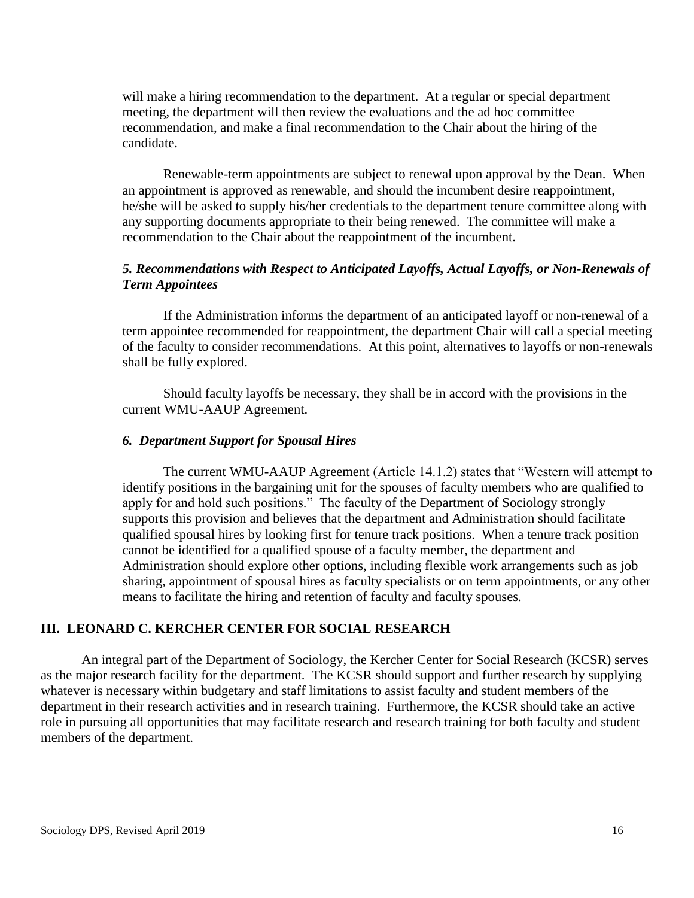will make a hiring recommendation to the department. At a regular or special department meeting, the department will then review the evaluations and the ad hoc committee recommendation, and make a final recommendation to the Chair about the hiring of the candidate.

Renewable-term appointments are subject to renewal upon approval by the Dean. When an appointment is approved as renewable, and should the incumbent desire reappointment, he/she will be asked to supply his/her credentials to the department tenure committee along with any supporting documents appropriate to their being renewed. The committee will make a recommendation to the Chair about the reappointment of the incumbent.

### *5. Recommendations with Respect to Anticipated Layoffs, Actual Layoffs, or Non-Renewals of Term Appointees*

If the Administration informs the department of an anticipated layoff or non-renewal of a term appointee recommended for reappointment, the department Chair will call a special meeting of the faculty to consider recommendations. At this point, alternatives to layoffs or non-renewals shall be fully explored.

Should faculty layoffs be necessary, they shall be in accord with the provisions in the current WMU-AAUP Agreement.

### *6. Department Support for Spousal Hires*

The current WMU-AAUP Agreement (Article 14.1.2) states that "Western will attempt to identify positions in the bargaining unit for the spouses of faculty members who are qualified to apply for and hold such positions." The faculty of the Department of Sociology strongly supports this provision and believes that the department and Administration should facilitate qualified spousal hires by looking first for tenure track positions. When a tenure track position cannot be identified for a qualified spouse of a faculty member, the department and Administration should explore other options, including flexible work arrangements such as job sharing, appointment of spousal hires as faculty specialists or on term appointments, or any other means to facilitate the hiring and retention of faculty and faculty spouses.

## III. LEONARD C. KERCHER CENTER FOR SOCIAL RESEARCH

An integral part of the Department of Sociology, the Kercher Center for Social Research (KCSR) serves as the major research facility for the department. The KCSR should support and further research by supplying whatever is necessary within budgetary and staff limitations to assist faculty and student members of the department in their research activities and in research training. Furthermore, the KCSR should take an active role in pursuing all opportunities that may facilitate research and research training for both faculty and student members of the department.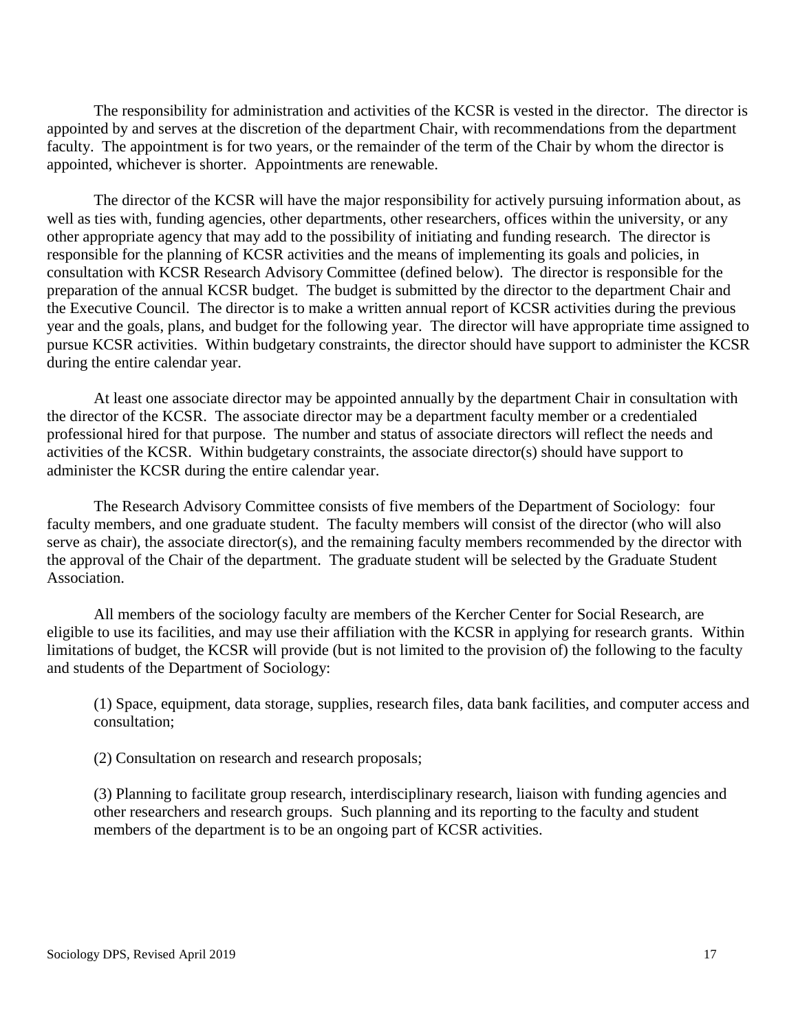The responsibility for administration and activities of the KCSR is vested in the director. The director is appointed by and serves at the discretion of the department Chair, with recommendations from the department faculty. The appointment is for two years, or the remainder of the term of the Chair by whom the director is appointed, whichever is shorter. Appointments are renewable.

The director of the KCSR will have the major responsibility for actively pursuing information about, as well as ties with, funding agencies, other departments, other researchers, offices within the university, or any other appropriate agency that may add to the possibility of initiating and funding research. The director is responsible for the planning of KCSR activities and the means of implementing its goals and policies, in consultation with KCSR Research Advisory Committee (defined below). The director is responsible for the preparation of the annual KCSR budget. The budget is submitted by the director to the department Chair and the Executive Council. The director is to make a written annual report of KCSR activities during the previous year and the goals, plans, and budget for the following year. The director will have appropriate time assigned to pursue KCSR activities. Within budgetary constraints, the director should have support to administer the KCSR during the entire calendar year.

At least one associate director may be appointed annually by the department Chair in consultation with the director of the KCSR. The associate director may be a department faculty member or a credentialed professional hired for that purpose. The number and status of associate directors will reflect the needs and activities of the KCSR. Within budgetary constraints, the associate director(s) should have support to administer the KCSR during the entire calendar year.

The Research Advisory Committee consists of five members of the Department of Sociology: four faculty members, and one graduate student. The faculty members will consist of the director (who will also serve as chair), the associate director(s), and the remaining faculty members recommended by the director with the approval of the Chair of the department. The graduate student will be selected by the Graduate Student Association.

All members of the sociology faculty are members of the Kercher Center for Social Research, are eligible to use its facilities, and may use their affiliation with the KCSR in applying for research grants. Within limitations of budget, the KCSR will provide (but is not limited to the provision of) the following to the faculty and students of the Department of Sociology:

(1) Space, equipment, data storage, supplies, research files, data bank facilities, and computer access and consultation;

(2) Consultation on research and research proposals;

(3) Planning to facilitate group research, interdisciplinary research, liaison with funding agencies and other researchers and research groups. Such planning and its reporting to the faculty and student members of the department is to be an ongoing part of KCSR activities.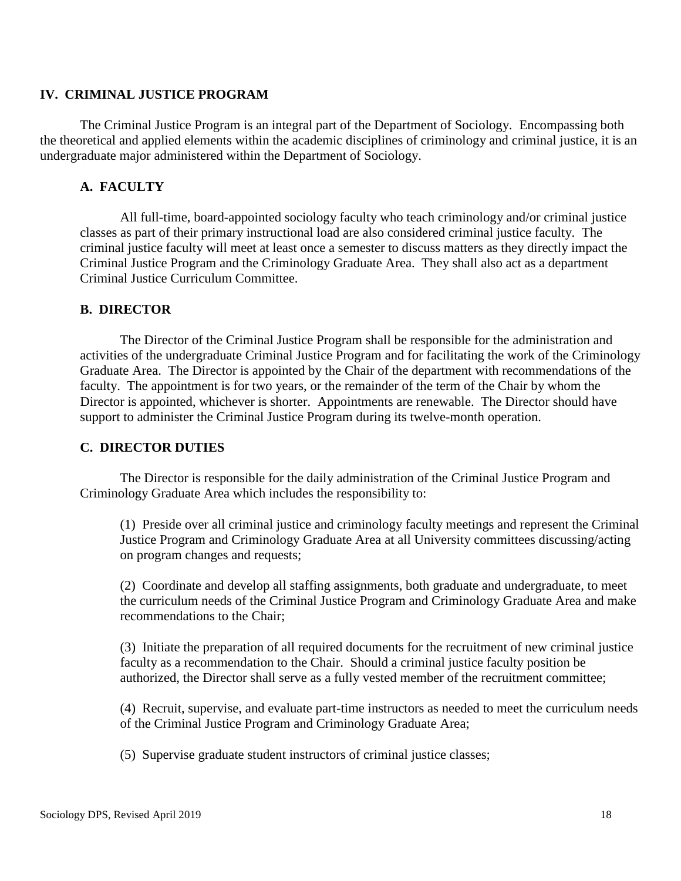## IV. CRIMINAL JUSTICE PROGRAM

The Criminal Justice Program is an integral part of the Department of Sociology. Encompassing both the theoretical and applied elements within the academic disciplines of criminology and criminal justice, it is an undergraduate major administered within the Department of Sociology.

### A. FACULTY

All full-time, board-appointed sociology faculty who teach criminology and/or criminal justice classes as part of their primary instructional load are also considered criminal justice faculty. The criminal justice faculty will meet at least once a semester to discuss matters as they directly impact the Criminal Justice Program and the Criminology Graduate Area. They shall also act as a department Criminal Justice Curriculum Committee.

### B. DIRECTOR

The Director of the Criminal Justice Program shall be responsible for the administration and activities of the undergraduate Criminal Justice Program and for facilitating the work of the Criminology Graduate Area. The Director is appointed by the Chair of the department with recommendations of the faculty. The appointment is for two years, or the remainder of the term of the Chair by whom the Director is appointed, whichever is shorter. Appointments are renewable. The Director should have support to administer the Criminal Justice Program during its twelve-month operation.

### C. DIRECTOR DUTIES

The Director is responsible for the daily administration of the Criminal Justice Program and Criminology Graduate Area which includes the responsibility to:

(1) Preside over all criminal justice and criminology faculty meetings and represent the Criminal Justice Program and Criminology Graduate Area at all University committees discussing/acting on program changes and requests;

(2) Coordinate and develop all staffing assignments, both graduate and undergraduate, to meet the curriculum needs of the Criminal Justice Program and Criminology Graduate Area and make recommendations to the Chair;

(3) Initiate the preparation of all required documents for the recruitment of new criminal justice faculty as a recommendation to the Chair. Should a criminal justice faculty position be authorized, the Director shall serve as a fully vested member of the recruitment committee;

(4) Recruit, supervise, and evaluate part-time instructors as needed to meet the curriculum needs of the Criminal Justice Program and Criminology Graduate Area;

(5) Supervise graduate student instructors of criminal justice classes;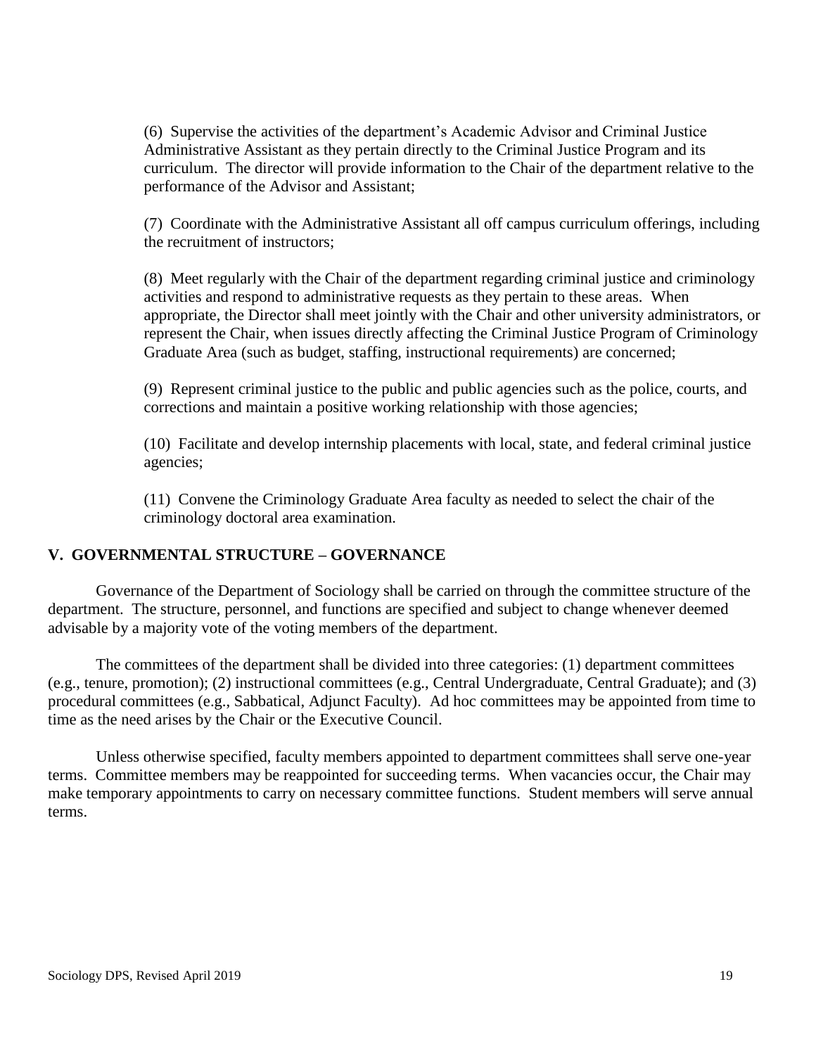(6) Supervise the activities of the department's Academic Advisor and Criminal Justice Administrative Assistant as they pertain directly to the Criminal Justice Program and its curriculum. The director will provide information to the Chair of the department relative to the performance of the Advisor and Assistant;

(7) Coordinate with the Administrative Assistant all off campus curriculum offerings, including the recruitment of instructors;

(8) Meet regularly with the Chair of the department regarding criminal justice and criminology activities and respond to administrative requests as they pertain to these areas. When appropriate, the Director shall meet jointly with the Chair and other university administrators, or represent the Chair, when issues directly affecting the Criminal Justice Program of Criminology Graduate Area (such as budget, staffing, instructional requirements) are concerned;

(9) Represent criminal justice to the public and public agencies such as the police, courts, and corrections and maintain a positive working relationship with those agencies;

(10) Facilitate and develop internship placements with local, state, and federal criminal justice agencies;

(11) Convene the Criminology Graduate Area faculty as needed to select the chair of the criminology doctoral area examination.

## V. GOVERNMENTAL STRUCTURE – GOVERNANCE

Governance of the Department of Sociology shall be carried on through the committee structure of the department. The structure, personnel, and functions are specified and subject to change whenever deemed advisable by a majority vote of the voting members of the department.

The committees of the department shall be divided into three categories: (1) department committees (e.g., tenure, promotion); (2) instructional committees (e.g., Central Undergraduate, Central Graduate); and (3) procedural committees (e.g., Sabbatical, Adjunct Faculty). Ad hoc committees may be appointed from time to time as the need arises by the Chair or the Executive Council.

Unless otherwise specified, faculty members appointed to department committees shall serve one-year terms. Committee members may be reappointed for succeeding terms. When vacancies occur, the Chair may make temporary appointments to carry on necessary committee functions. Student members will serve annual terms.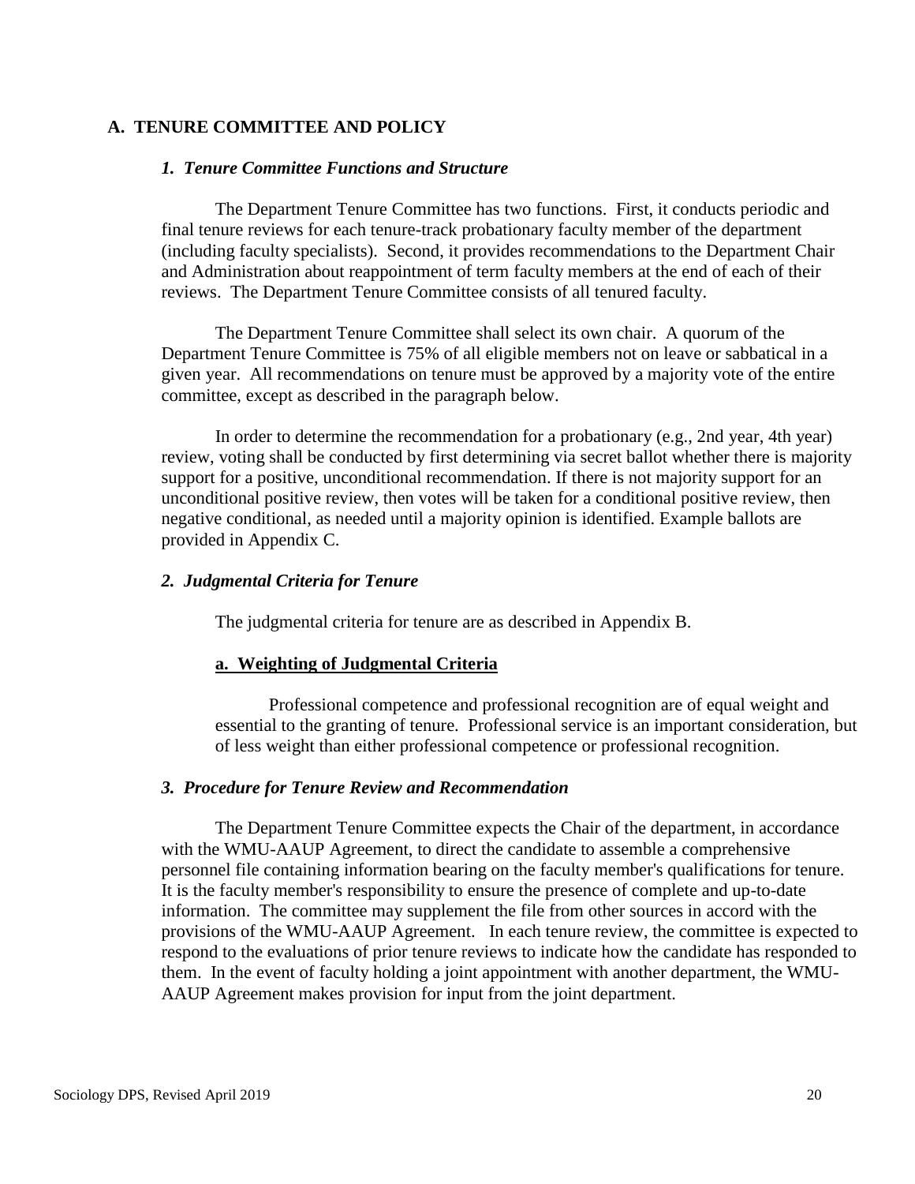## A. TENURE COMMITTEE AND POLICY

### *1. Tenure Committee Functions and Structure*

The Department Tenure Committee has two functions. First, it conducts periodic and final tenure reviews for each tenure-track probationary faculty member of the department (including faculty specialists). Second, it provides recommendations to the Department Chair and Administration about reappointment of term faculty members at the end of each of their reviews. The Department Tenure Committee consists of all tenured faculty.

The Department Tenure Committee shall select its own chair. A quorum of the Department Tenure Committee is 75% of all eligible members not on leave or sabbatical in a given year. All recommendations on tenure must be approved by a majority vote of the entire committee, except as described in the paragraph below.

In order to determine the recommendation for a probationary (e.g., 2nd year, 4th year) review, voting shall be conducted by first determining via secret ballot whether there is majority support for a positive, unconditional recommendation. If there is not majority support for an unconditional positive review, then votes will be taken for a conditional positive review, then negative conditional, as needed until a majority opinion is identified. Example ballots are provided in Appendix C.

### *2. Judgmental Criteria for Tenure*

The judgmental criteria for tenure are as described in Appendix B.

#### **a. Weighting of Judgmental Criteria**

Professional competence and professional recognition are of equal weight and essential to the granting of tenure. Professional service is an important consideration, but of less weight than either professional competence or professional recognition.

### *3. Procedure for Tenure Review and Recommendation*

The Department Tenure Committee expects the Chair of the department, in accordance with the WMU-AAUP Agreement, to direct the candidate to assemble a comprehensive personnel file containing information bearing on the faculty member's qualifications for tenure. It is the faculty member's responsibility to ensure the presence of complete and up-to-date information. The committee may supplement the file from other sources in accord with the provisions of the WMU-AAUP Agreement. In each tenure review, the committee is expected to respond to the evaluations of prior tenure reviews to indicate how the candidate has responded to them. In the event of faculty holding a joint appointment with another department, the WMU-AAUP Agreement makes provision for input from the joint department.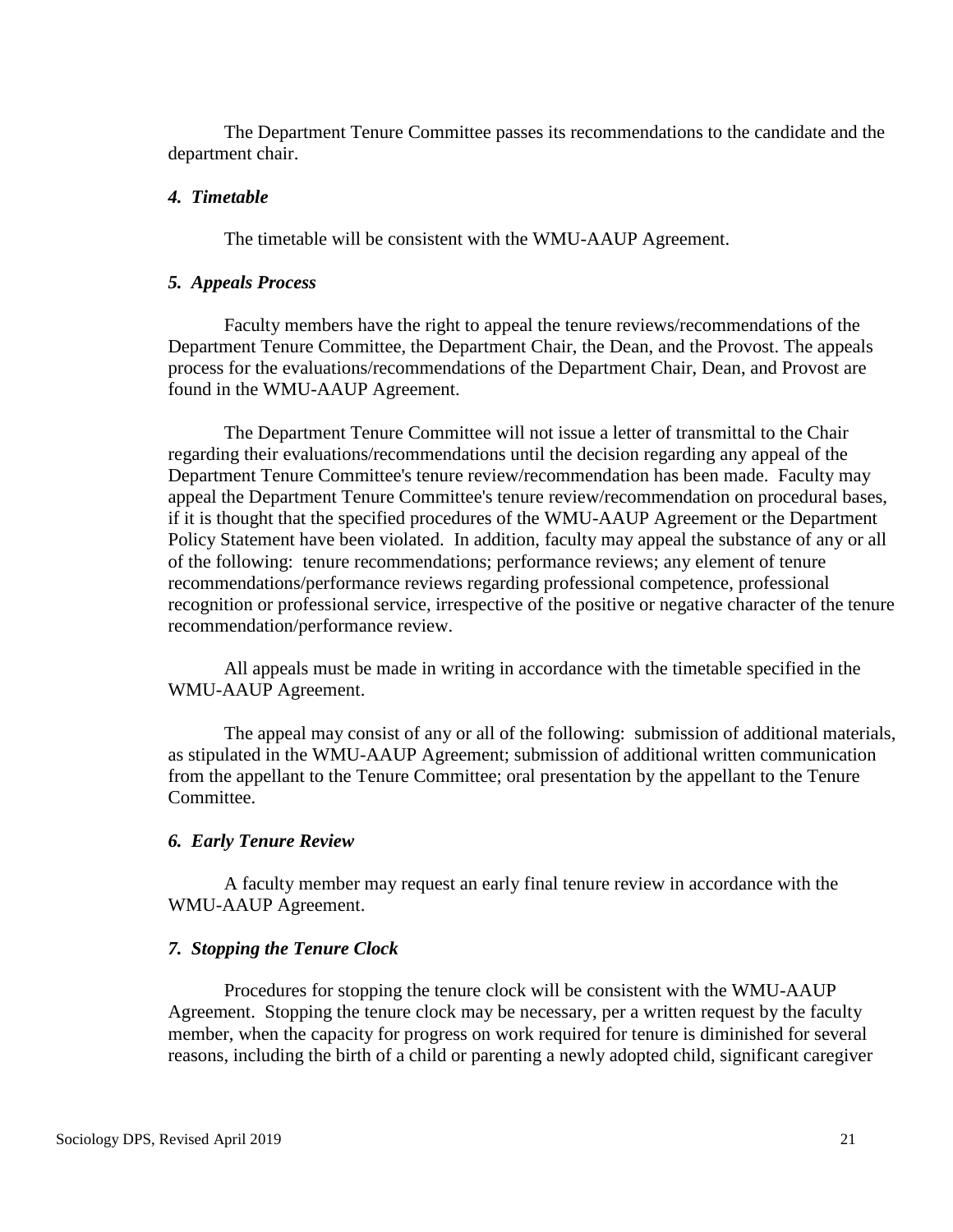The Department Tenure Committee passes its recommendations to the candidate and the department chair.

### *4. Timetable*

The timetable will be consistent with the WMU-AAUP Agreement.

### *5. Appeals Process*

Faculty members have the right to appeal the tenure reviews/recommendations of the Department Tenure Committee, the Department Chair, the Dean, and the Provost. The appeals process for the evaluations/recommendations of the Department Chair, Dean, and Provost are found in the WMU-AAUP Agreement.

The Department Tenure Committee will not issue a letter of transmittal to the Chair regarding their evaluations/recommendations until the decision regarding any appeal of the Department Tenure Committee's tenure review/recommendation has been made. Faculty may appeal the Department Tenure Committee's tenure review/recommendation on procedural bases, if it is thought that the specified procedures of the WMU-AAUP Agreement or the Department Policy Statement have been violated. In addition, faculty may appeal the substance of any or all of the following: tenure recommendations; performance reviews; any element of tenure recommendations/performance reviews regarding professional competence, professional recognition or professional service, irrespective of the positive or negative character of the tenure recommendation/performance review.

All appeals must be made in writing in accordance with the timetable specified in the WMU-AAUP Agreement.

The appeal may consist of any or all of the following: submission of additional materials, as stipulated in the WMU-AAUP Agreement; submission of additional written communication from the appellant to the Tenure Committee; oral presentation by the appellant to the Tenure Committee.

### *6. Early Tenure Review*

A faculty member may request an early final tenure review in accordance with the WMU-AAUP Agreement.

### *7. Stopping the Tenure Clock*

Procedures for stopping the tenure clock will be consistent with the WMU-AAUP Agreement. Stopping the tenure clock may be necessary, per a written request by the faculty member, when the capacity for progress on work required for tenure is diminished for several reasons, including the birth of a child or parenting a newly adopted child, significant caregiver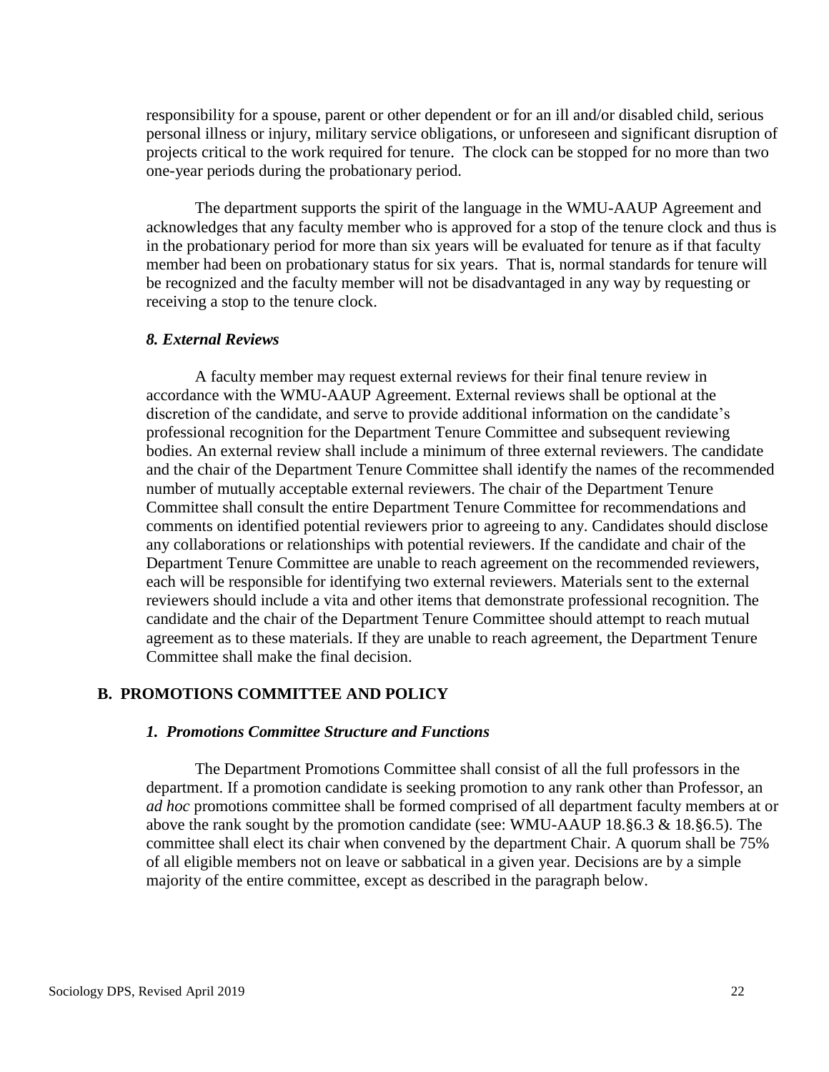responsibility for a spouse, parent or other dependent or for an ill and/or disabled child, serious personal illness or injury, military service obligations, or unforeseen and significant disruption of projects critical to the work required for tenure. The clock can be stopped for no more than two one-year periods during the probationary period.

The department supports the spirit of the language in the WMU-AAUP Agreement and acknowledges that any faculty member who is approved for a stop of the tenure clock and thus is in the probationary period for more than six years will be evaluated for tenure as if that faculty member had been on probationary status for six years. That is, normal standards for tenure will be recognized and the faculty member will not be disadvantaged in any way by requesting or receiving a stop to the tenure clock.

#### *8. External Reviews*

A faculty member may request external reviews for their final tenure review in accordance with the WMU-AAUP Agreement. External reviews shall be optional at the discretion of the candidate, and serve to provide additional information on the candidate's professional recognition for the Department Tenure Committee and subsequent reviewing bodies. An external review shall include a minimum of three external reviewers. The candidate and the chair of the Department Tenure Committee shall identify the names of the recommended number of mutually acceptable external reviewers. The chair of the Department Tenure Committee shall consult the entire Department Tenure Committee for recommendations and comments on identified potential reviewers prior to agreeing to any. Candidates should disclose any collaborations or relationships with potential reviewers. If the candidate and chair of the Department Tenure Committee are unable to reach agreement on the recommended reviewers, each will be responsible for identifying two external reviewers. Materials sent to the external reviewers should include a vita and other items that demonstrate professional recognition. The candidate and the chair of the Department Tenure Committee should attempt to reach mutual agreement as to these materials. If they are unable to reach agreement, the Department Tenure Committee shall make the final decision.

### B. PROMOTIONS COMMITTEE AND POLICY

#### *1. Promotions Committee Structure and Functions*

The Department Promotions Committee shall consist of all the full professors in the department. If a promotion candidate is seeking promotion to any rank other than Professor, an *ad hoc* promotions committee shall be formed comprised of all department faculty members at or above the rank sought by the promotion candidate (see: WMU-AAUP 18.§6.3 & 18.§6.5). The committee shall elect its chair when convened by the department Chair. A quorum shall be 75% of all eligible members not on leave or sabbatical in a given year. Decisions are by a simple majority of the entire committee, except as described in the paragraph below.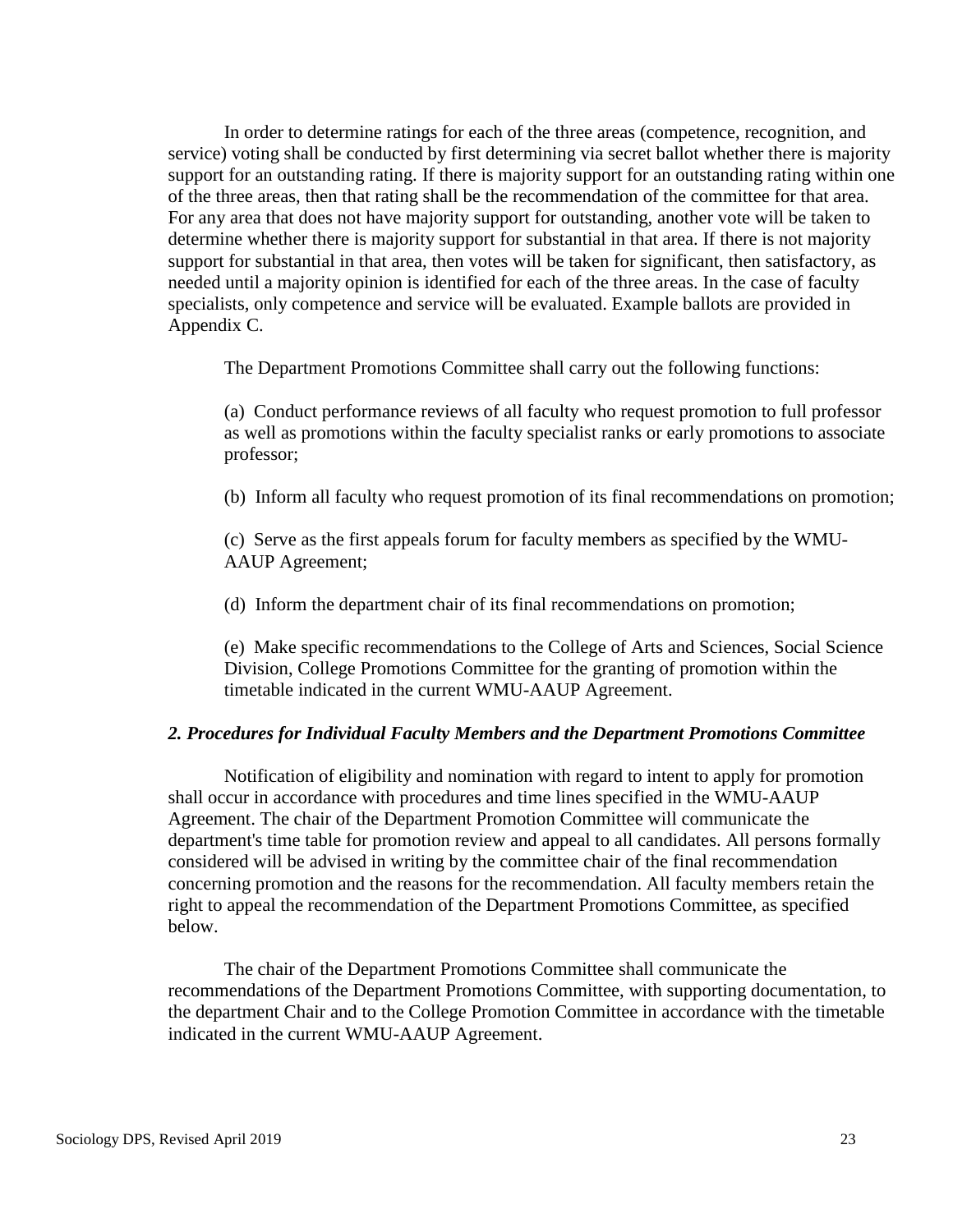In order to determine ratings for each of the three areas (competence, recognition, and service) voting shall be conducted by first determining via secret ballot whether there is majority support for an outstanding rating. If there is majority support for an outstanding rating within one of the three areas, then that rating shall be the recommendation of the committee for that area. For any area that does not have majority support for outstanding, another vote will be taken to determine whether there is majority support for substantial in that area. If there is not majority support for substantial in that area, then votes will be taken for significant, then satisfactory, as needed until a majority opinion is identified for each of the three areas. In the case of faculty specialists, only competence and service will be evaluated. Example ballots are provided in Appendix C.

The Department Promotions Committee shall carry out the following functions:

(a) Conduct performance reviews of all faculty who request promotion to full professor as well as promotions within the faculty specialist ranks or early promotions to associate professor;

(b) Inform all faculty who request promotion of its final recommendations on promotion;

(c) Serve as the first appeals forum for faculty members as specified by the WMU-AAUP Agreement;

(d) Inform the department chair of its final recommendations on promotion;

(e) Make specific recommendations to the College of Arts and Sciences, Social Science Division, College Promotions Committee for the granting of promotion within the timetable indicated in the current WMU-AAUP Agreement.

### *2. Procedures for Individual Faculty Members and the Department Promotions Committee*

Notification of eligibility and nomination with regard to intent to apply for promotion shall occur in accordance with procedures and time lines specified in the WMU-AAUP Agreement. The chair of the Department Promotion Committee will communicate the department's time table for promotion review and appeal to all candidates. All persons formally considered will be advised in writing by the committee chair of the final recommendation concerning promotion and the reasons for the recommendation. All faculty members retain the right to appeal the recommendation of the Department Promotions Committee, as specified below.

The chair of the Department Promotions Committee shall communicate the recommendations of the Department Promotions Committee, with supporting documentation, to the department Chair and to the College Promotion Committee in accordance with the timetable indicated in the current WMU-AAUP Agreement.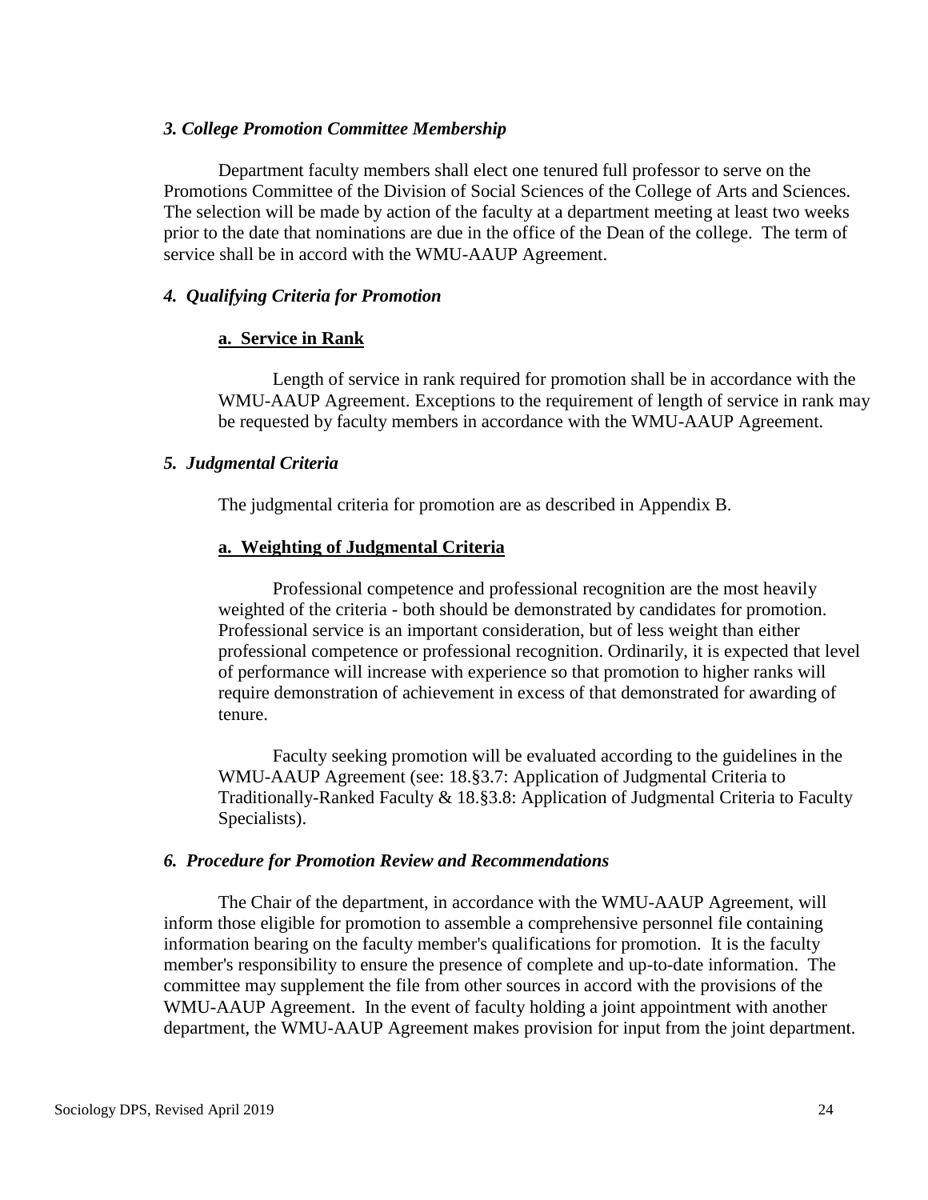### *3. College Promotion Committee Membership*

Department faculty members shall elect one tenured full professor to serve on the Promotions Committee of the Division of Social Sciences of the College of Arts and Sciences. The selection will be made by action of the faculty at a department meeting at least two weeks prior to the date that nominations are due in the office of the Dean of the college. The term of service shall be in accord with the WMU-AAUP Agreement.

### *4. Qualifying Criteria for Promotion*

#### a. Service in Rank

Length of service in rank required for promotion shall be in accordance with the WMU-AAUP Agreement. Exceptions to the requirement of length of service in rank may be requested by faculty members in accordance with the WMU-AAUP Agreement.

### *5. Judgmental Criteria*

The judgmental criteria for promotion are as described in Appendix B.

#### a. Weighting of Judgmental Criteria

Professional competence and professional recognition are the most heavily weighted of the criteria - both should be demonstrated by candidates for promotion. Professional service is an important consideration, but of less weight than either professional competence or professional recognition. Ordinarily, it is expected that level of performance will increase with experience so that promotion to higher ranks will require demonstration of achievement in excess of that demonstrated for awarding of tenure.

Faculty seeking promotion will be evaluated according to the guidelines in the WMU-AAUP Agreement (see: 18.§3.7: Application of Judgmental Criteria to Traditionally-Ranked Faculty & 18.§3.8: Application of Judgmental Criteria to Faculty Specialists).

### *6. Procedure for Promotion Review and Recommendations*

The Chair of the department, in accordance with the WMU-AAUP Agreement, will inform those eligible for promotion to assemble a comprehensive personnel file containing information bearing on the faculty member's qualifications for promotion. It is the faculty member's responsibility to ensure the presence of complete and up-to-date information. The committee may supplement the file from other sources in accord with the provisions of the WMU-AAUP Agreement. In the event of faculty holding a joint appointment with another department, the WMU-AAUP Agreement makes provision for input from the joint department.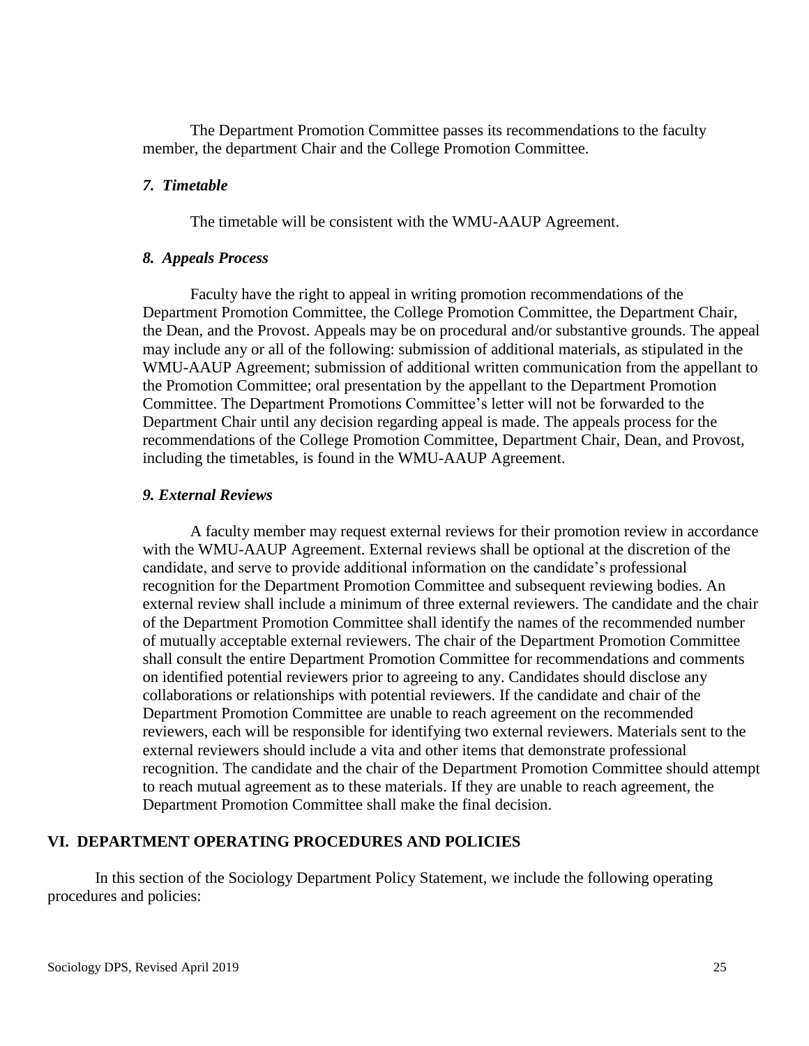The Department Promotion Committee passes its recommendations to the faculty member, the department Chair and the College Promotion Committee.

### *7. Timetable*

The timetable will be consistent with the WMU-AAUP Agreement.

### *8. Appeals Process*

Faculty have the right to appeal in writing promotion recommendations of the Department Promotion Committee, the College Promotion Committee, the Department Chair, the Dean, and the Provost. Appeals may be on procedural and/or substantive grounds. The appeal may include any or all of the following: submission of additional materials, as stipulated in the WMU-AAUP Agreement; submission of additional written communication from the appellant to the Promotion Committee; oral presentation by the appellant to the Department Promotion Committee. The Department Promotions Committee's letter will not be forwarded to the Department Chair until any decision regarding appeal is made. The appeals process for the recommendations of the College Promotion Committee, Department Chair, Dean, and Provost, including the timetables, is found in the WMU-AAUP Agreement.

### *9. External Reviews*

A faculty member may request external reviews for their promotion review in accordance with the WMU-AAUP Agreement. External reviews shall be optional at the discretion of the candidate, and serve to provide additional information on the candidate's professional recognition for the Department Promotion Committee and subsequent reviewing bodies. An external review shall include a minimum of three external reviewers. The candidate and the chair of the Department Promotion Committee shall identify the names of the recommended number of mutually acceptable external reviewers. The chair of the Department Promotion Committee shall consult the entire Department Promotion Committee for recommendations and comments on identified potential reviewers prior to agreeing to any. Candidates should disclose any collaborations or relationships with potential reviewers. If the candidate and chair of the Department Promotion Committee are unable to reach agreement on the recommended reviewers, each will be responsible for identifying two external reviewers. Materials sent to the external reviewers should include a vita and other items that demonstrate professional recognition. The candidate and the chair of the Department Promotion Committee should attempt to reach mutual agreement as to these materials. If they are unable to reach agreement, the Department Promotion Committee shall make the final decision.

## VI. DEPARTMENT OPERATING PROCEDURES AND POLICIES

In this section of the Sociology Department Policy Statement, we include the following operating procedures and policies: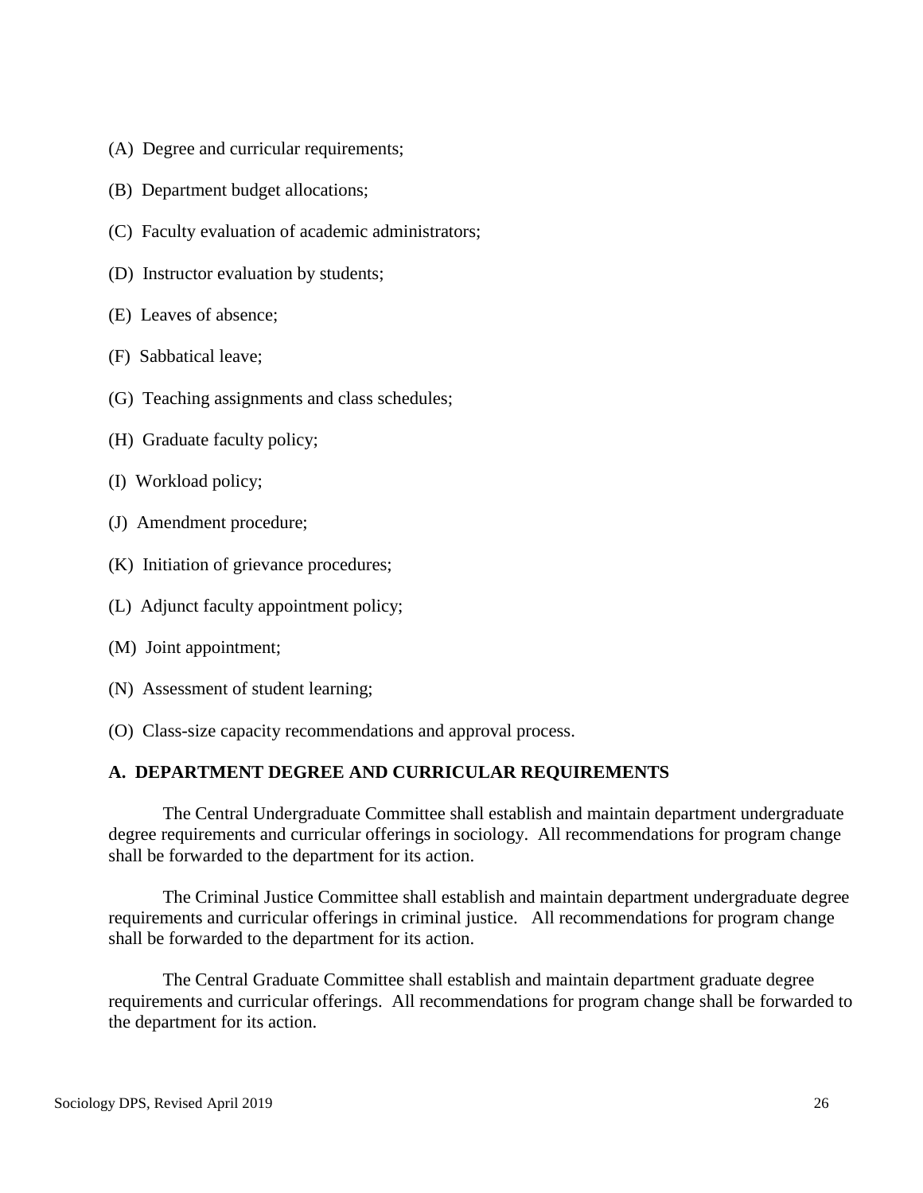(A) Degree and curricular requirements;

(B) Department budget allocations;

(C) Faculty evaluation of academic administrators;

(D) Instructor evaluation by students;

(E) Leaves of absence;

(F) Sabbatical leave;

(G) Teaching assignments and class schedules;

(H) Graduate faculty policy;

(I) Workload policy;

(J) Amendment procedure;

(K) Initiation of grievance procedures;

(L) Adjunct faculty appointment policy;

(M) Joint appointment;

(N) Assessment of student learning;

(O) Class-size capacity recommendations and approval process.

### A. DEPARTMENT DEGREE AND CURRICULAR REQUIREMENTS

The Central Undergraduate Committee shall establish and maintain department undergraduate degree requirements and curricular offerings in sociology. All recommendations for program change shall be forwarded to the department for its action.

The Criminal Justice Committee shall establish and maintain department undergraduate degree requirements and curricular offerings in criminal justice. All recommendations for program change shall be forwarded to the department for its action.

The Central Graduate Committee shall establish and maintain department graduate degree requirements and curricular offerings. All recommendations for program change shall be forwarded to the department for its action.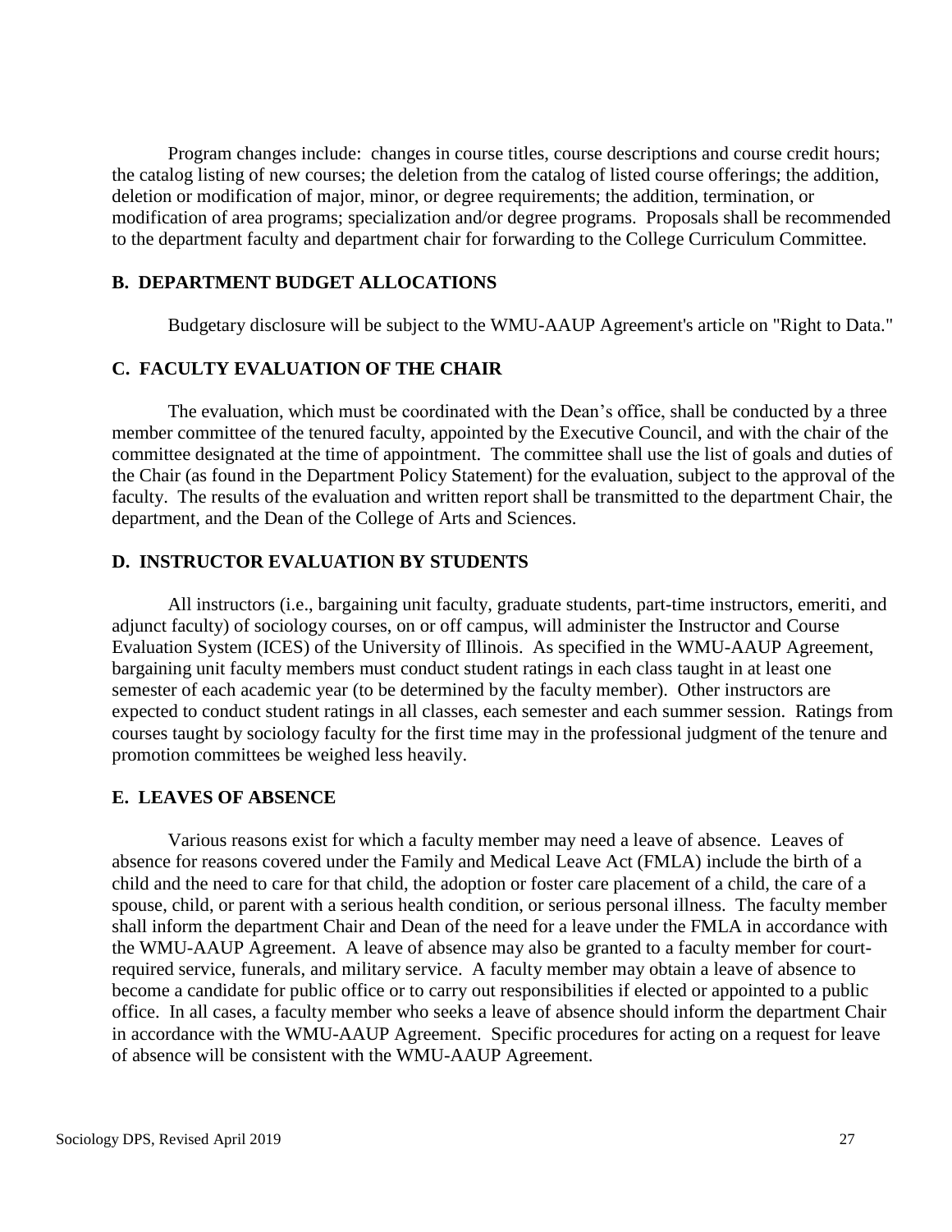Program changes include: changes in course titles, course descriptions and course credit hours; the catalog listing of new courses; the deletion from the catalog of listed course offerings; the addition, deletion or modification of major, minor, or degree requirements; the addition, termination, or modification of area programs; specialization and/or degree programs. Proposals shall be recommended to the department faculty and department chair for forwarding to the College Curriculum Committee.

### B. DEPARTMENT BUDGET ALLOCATIONS

Budgetary disclosure will be subject to the WMU-AAUP Agreement's article on "Right to Data."

### C. FACULTY EVALUATION OF THE CHAIR

The evaluation, which must be coordinated with the Dean's office, shall be conducted by a three member committee of the tenured faculty, appointed by the Executive Council, and with the chair of the committee designated at the time of appointment. The committee shall use the list of goals and duties of the Chair (as found in the Department Policy Statement) for the evaluation, subject to the approval of the faculty. The results of the evaluation and written report shall be transmitted to the department Chair, the department, and the Dean of the College of Arts and Sciences.

### D. INSTRUCTOR EVALUATION BY STUDENTS

All instructors (i.e., bargaining unit faculty, graduate students, part-time instructors, emeriti, and adjunct faculty) of sociology courses, on or off campus, will administer the Instructor and Course Evaluation System (ICES) of the University of Illinois. As specified in the WMU-AAUP Agreement, bargaining unit faculty members must conduct student ratings in each class taught in at least one semester of each academic year (to be determined by the faculty member). Other instructors are expected to conduct student ratings in all classes, each semester and each summer session. Ratings from courses taught by sociology faculty for the first time may in the professional judgment of the tenure and promotion committees be weighed less heavily.

### E. LEAVES OF ABSENCE

Various reasons exist for which a faculty member may need a leave of absence. Leaves of absence for reasons covered under the Family and Medical Leave Act (FMLA) include the birth of a child and the need to care for that child, the adoption or foster care placement of a child, the care of a spouse, child, or parent with a serious health condition, or serious personal illness. The faculty member shall inform the department Chair and Dean of the need for a leave under the FMLA in accordance with the WMU-AAUP Agreement. A leave of absence may also be granted to a faculty member for court-required service, funerals, and military service. A faculty member may obtain a leave of absence to become a candidate for public office or to carry out responsibilities if elected or appointed to a public office. In all cases, a faculty member who seeks a leave of absence should inform the department Chair in accordance with the WMU-AAUP Agreement. Specific procedures for acting on a request for leave of absence will be consistent with the WMU-AAUP Agreement.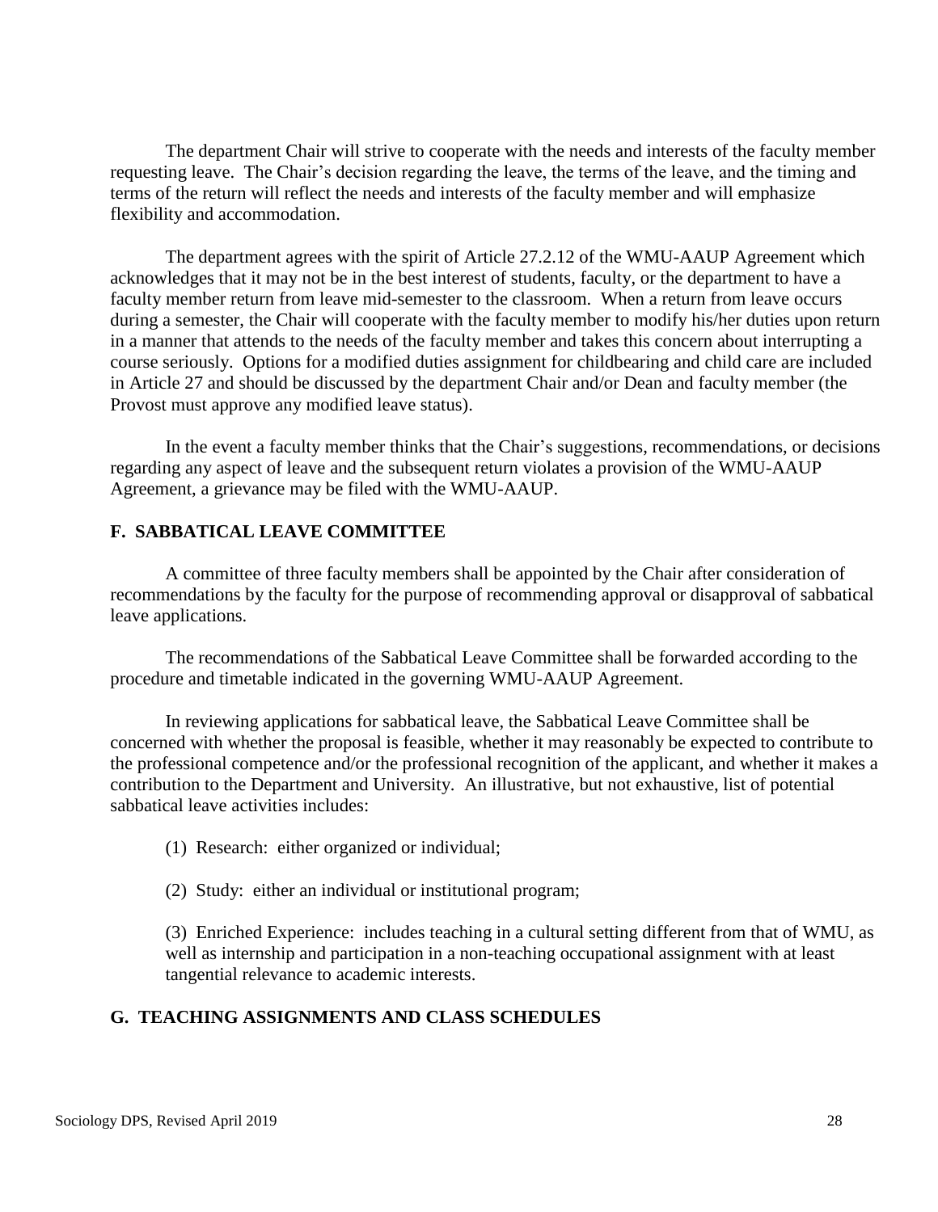The department Chair will strive to cooperate with the needs and interests of the faculty member requesting leave. The Chair's decision regarding the leave, the terms of the leave, and the timing and terms of the return will reflect the needs and interests of the faculty member and will emphasize flexibility and accommodation.

The department agrees with the spirit of Article 27.2.12 of the WMU-AAUP Agreement which acknowledges that it may not be in the best interest of students, faculty, or the department to have a faculty member return from leave mid-semester to the classroom. When a return from leave occurs during a semester, the Chair will cooperate with the faculty member to modify his/her duties upon return in a manner that attends to the needs of the faculty member and takes this concern about interrupting a course seriously. Options for a modified duties assignment for childbearing and child care are included in Article 27 and should be discussed by the department Chair and/or Dean and faculty member (the Provost must approve any modified leave status).

In the event a faculty member thinks that the Chair's suggestions, recommendations, or decisions regarding any aspect of leave and the subsequent return violates a provision of the WMU-AAUP Agreement, a grievance may be filed with the WMU-AAUP.

## F. SABBATICAL LEAVE COMMITTEE

A committee of three faculty members shall be appointed by the Chair after consideration of recommendations by the faculty for the purpose of recommending approval or disapproval of sabbatical leave applications.

The recommendations of the Sabbatical Leave Committee shall be forwarded according to the procedure and timetable indicated in the governing WMU-AAUP Agreement.

In reviewing applications for sabbatical leave, the Sabbatical Leave Committee shall be concerned with whether the proposal is feasible, whether it may reasonably be expected to contribute to the professional competence and/or the professional recognition of the applicant, and whether it makes a contribution to the Department and University. An illustrative, but not exhaustive, list of potential sabbatical leave activities includes:

(1) Research: either organized or individual;

(2) Study: either an individual or institutional program;

(3) Enriched Experience: includes teaching in a cultural setting different from that of WMU, as well as internship and participation in a non-teaching occupational assignment with at least tangential relevance to academic interests.

## G. TEACHING ASSIGNMENTS AND CLASS SCHEDULES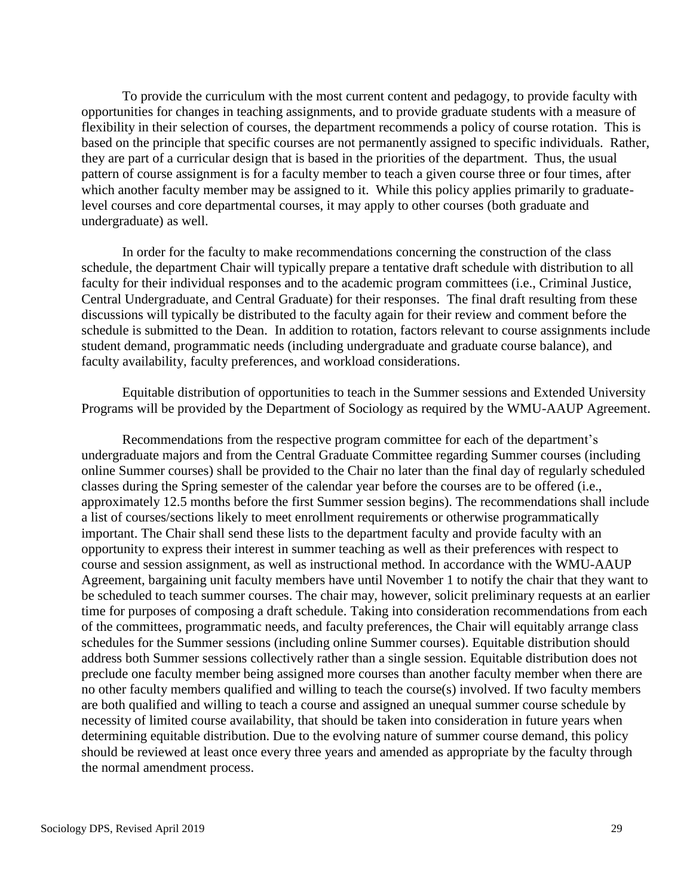To provide the curriculum with the most current content and pedagogy, to provide faculty with opportunities for changes in teaching assignments, and to provide graduate students with a measure of flexibility in their selection of courses, the department recommends a policy of course rotation. This is based on the principle that specific courses are not permanently assigned to specific individuals. Rather, they are part of a curricular design that is based in the priorities of the department. Thus, the usual pattern of course assignment is for a faculty member to teach a given course three or four times, after which another faculty member may be assigned to it. While this policy applies primarily to graduate-level courses and core departmental courses, it may apply to other courses (both graduate and undergraduate) as well.

In order for the faculty to make recommendations concerning the construction of the class schedule, the department Chair will typically prepare a tentative draft schedule with distribution to all faculty for their individual responses and to the academic program committees (i.e., Criminal Justice, Central Undergraduate, and Central Graduate) for their responses. The final draft resulting from these discussions will typically be distributed to the faculty again for their review and comment before the schedule is submitted to the Dean. In addition to rotation, factors relevant to course assignments include student demand, programmatic needs (including undergraduate and graduate course balance), and faculty availability, faculty preferences, and workload considerations.

Equitable distribution of opportunities to teach in the Summer sessions and Extended University Programs will be provided by the Department of Sociology as required by the WMU-AAUP Agreement.

Recommendations from the respective program committee for each of the department's undergraduate majors and from the Central Graduate Committee regarding Summer courses (including online Summer courses) shall be provided to the Chair no later than the final day of regularly scheduled classes during the Spring semester of the calendar year before the courses are to be offered (i.e., approximately 12.5 months before the first Summer session begins). The recommendations shall include a list of courses/sections likely to meet enrollment requirements or otherwise programmatically important. The Chair shall send these lists to the department faculty and provide faculty with an opportunity to express their interest in summer teaching as well as their preferences with respect to course and session assignment, as well as instructional method. In accordance with the WMU-AAUP Agreement, bargaining unit faculty members have until November 1 to notify the chair that they want to be scheduled to teach summer courses. The chair may, however, solicit preliminary requests at an earlier time for purposes of composing a draft schedule. Taking into consideration recommendations from each of the committees, programmatic needs, and faculty preferences, the Chair will equitably arrange class schedules for the Summer sessions (including online Summer courses). Equitable distribution should address both Summer sessions collectively rather than a single session. Equitable distribution does not preclude one faculty member being assigned more courses than another faculty member when there are no other faculty members qualified and willing to teach the course(s) involved. If two faculty members are both qualified and willing to teach a course and assigned an unequal summer course schedule by necessity of limited course availability, that should be taken into consideration in future years when determining equitable distribution. Due to the evolving nature of summer course demand, this policy should be reviewed at least once every three years and amended as appropriate by the faculty through the normal amendment process.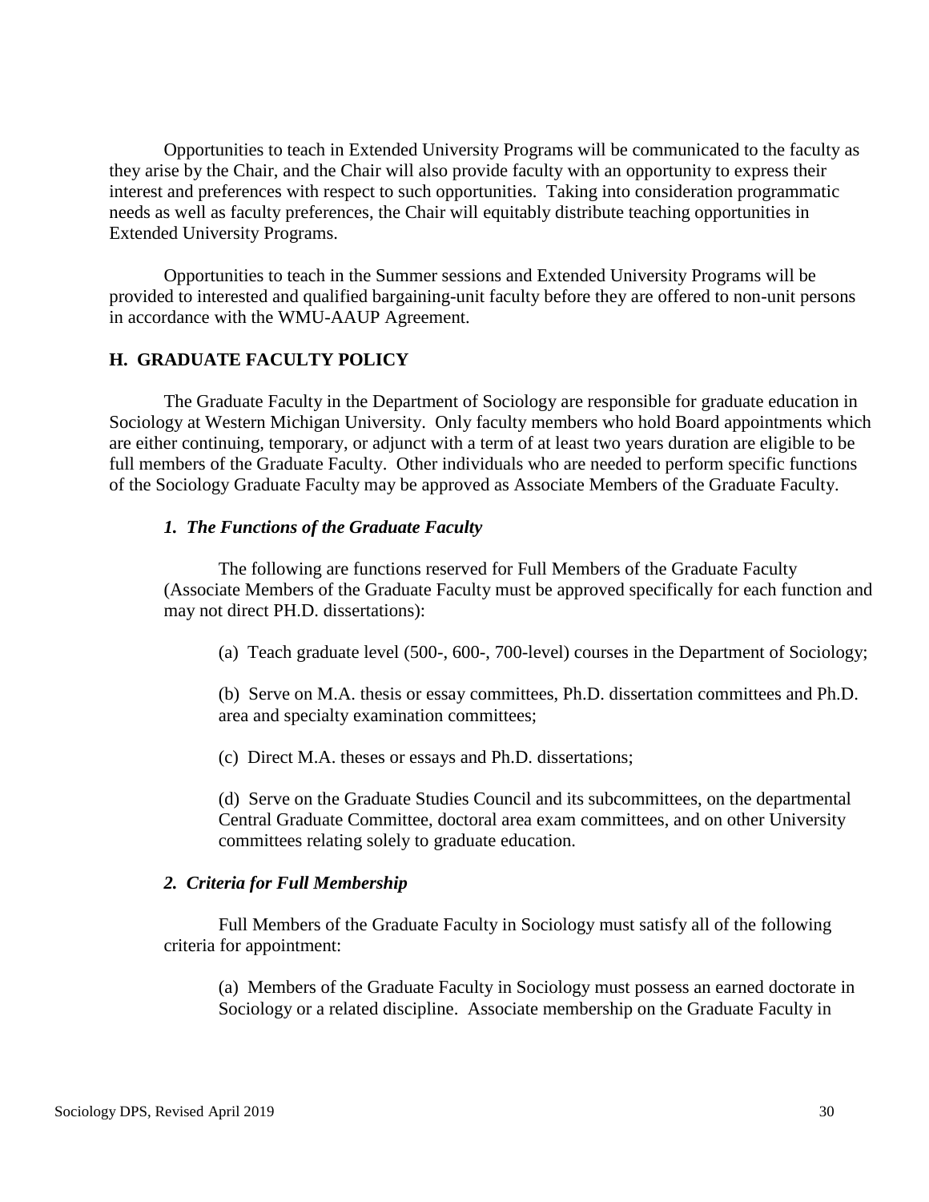Opportunities to teach in Extended University Programs will be communicated to the faculty as they arise by the Chair, and the Chair will also provide faculty with an opportunity to express their interest and preferences with respect to such opportunities. Taking into consideration programmatic needs as well as faculty preferences, the Chair will equitably distribute teaching opportunities in Extended University Programs.

Opportunities to teach in the Summer sessions and Extended University Programs will be provided to interested and qualified bargaining-unit faculty before they are offered to non-unit persons in accordance with the WMU-AAUP Agreement.

## H. GRADUATE FACULTY POLICY

The Graduate Faculty in the Department of Sociology are responsible for graduate education in Sociology at Western Michigan University. Only faculty members who hold Board appointments which are either continuing, temporary, or adjunct with a term of at least two years duration are eligible to be full members of the Graduate Faculty. Other individuals who are needed to perform specific functions of the Sociology Graduate Faculty may be approved as Associate Members of the Graduate Faculty.

### *1. The Functions of the Graduate Faculty*

The following are functions reserved for Full Members of the Graduate Faculty (Associate Members of the Graduate Faculty must be approved specifically for each function and may not direct PH.D. dissertations):

(a) Teach graduate level (500-, 600-, 700-level) courses in the Department of Sociology;

(b) Serve on M.A. thesis or essay committees, Ph.D. dissertation committees and Ph.D. area and specialty examination committees;

(c) Direct M.A. theses or essays and Ph.D. dissertations;

(d) Serve on the Graduate Studies Council and its subcommittees, on the departmental Central Graduate Committee, doctoral area exam committees, and on other University committees relating solely to graduate education.

### *2. Criteria for Full Membership*

Full Members of the Graduate Faculty in Sociology must satisfy all of the following criteria for appointment:

(a) Members of the Graduate Faculty in Sociology must possess an earned doctorate in Sociology or a related discipline. Associate membership on the Graduate Faculty in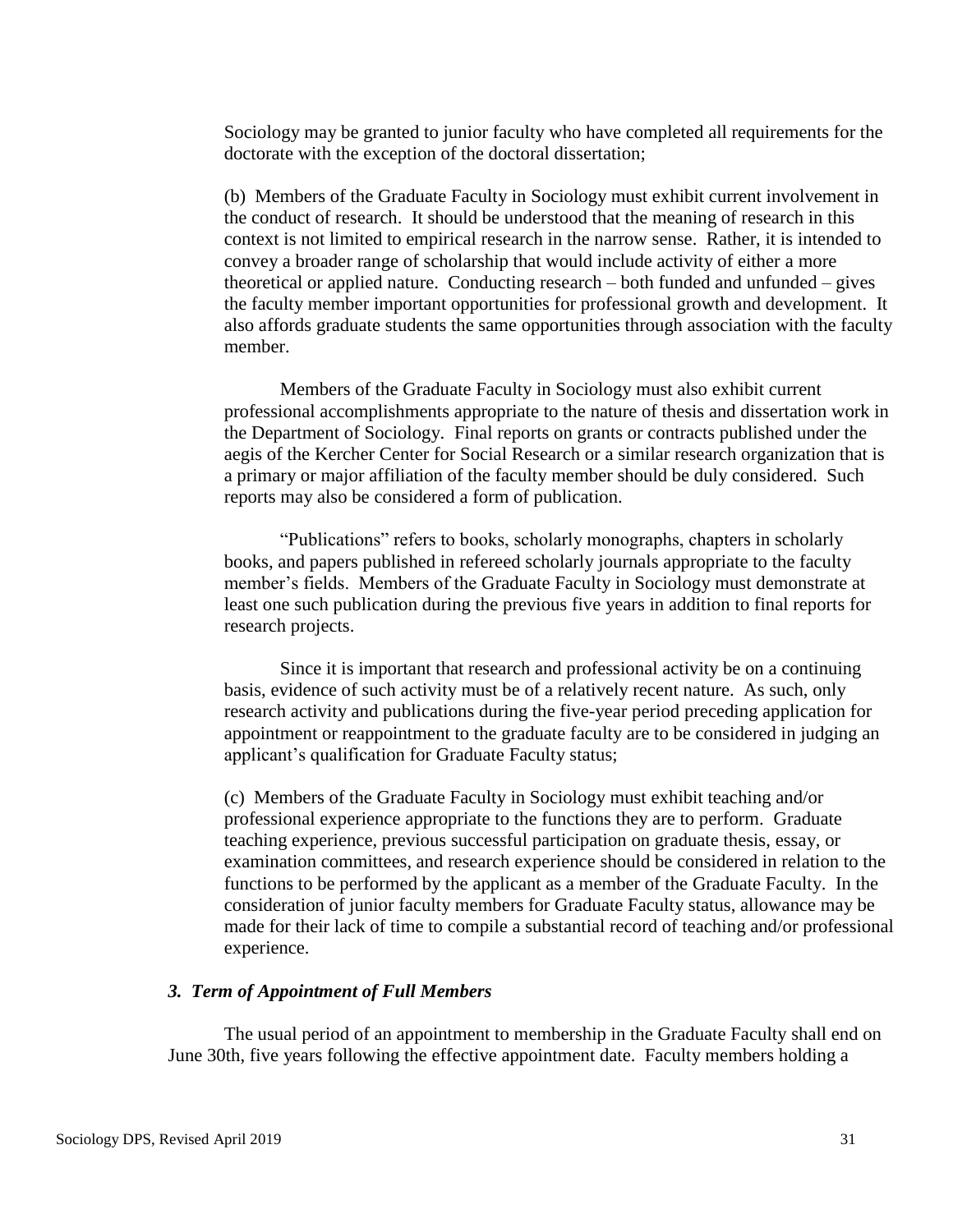Sociology may be granted to junior faculty who have completed all requirements for the doctorate with the exception of the doctoral dissertation;

(b) Members of the Graduate Faculty in Sociology must exhibit current involvement in the conduct of research. It should be understood that the meaning of research in this context is not limited to empirical research in the narrow sense. Rather, it is intended to convey a broader range of scholarship that would include activity of either a more theoretical or applied nature. Conducting research – both funded and unfunded – gives the faculty member important opportunities for professional growth and development. It also affords graduate students the same opportunities through association with the faculty member.

Members of the Graduate Faculty in Sociology must also exhibit current professional accomplishments appropriate to the nature of thesis and dissertation work in the Department of Sociology. Final reports on grants or contracts published under the aegis of the Kercher Center for Social Research or a similar research organization that is a primary or major affiliation of the faculty member should be duly considered. Such reports may also be considered a form of publication.

"Publications" refers to books, scholarly monographs, chapters in scholarly books, and papers published in refereed scholarly journals appropriate to the faculty member's fields. Members of the Graduate Faculty in Sociology must demonstrate at least one such publication during the previous five years in addition to final reports for research projects.

Since it is important that research and professional activity be on a continuing basis, evidence of such activity must be of a relatively recent nature. As such, only research activity and publications during the five-year period preceding application for appointment or reappointment to the graduate faculty are to be considered in judging an applicant's qualification for Graduate Faculty status;

(c) Members of the Graduate Faculty in Sociology must exhibit teaching and/or professional experience appropriate to the functions they are to perform. Graduate teaching experience, previous successful participation on graduate thesis, essay, or examination committees, and research experience should be considered in relation to the functions to be performed by the applicant as a member of the Graduate Faculty. In the consideration of junior faculty members for Graduate Faculty status, allowance may be made for their lack of time to compile a substantial record of teaching and/or professional experience.

### *3. Term of Appointment of Full Members*

The usual period of an appointment to membership in the Graduate Faculty shall end on June 30th, five years following the effective appointment date. Faculty members holding a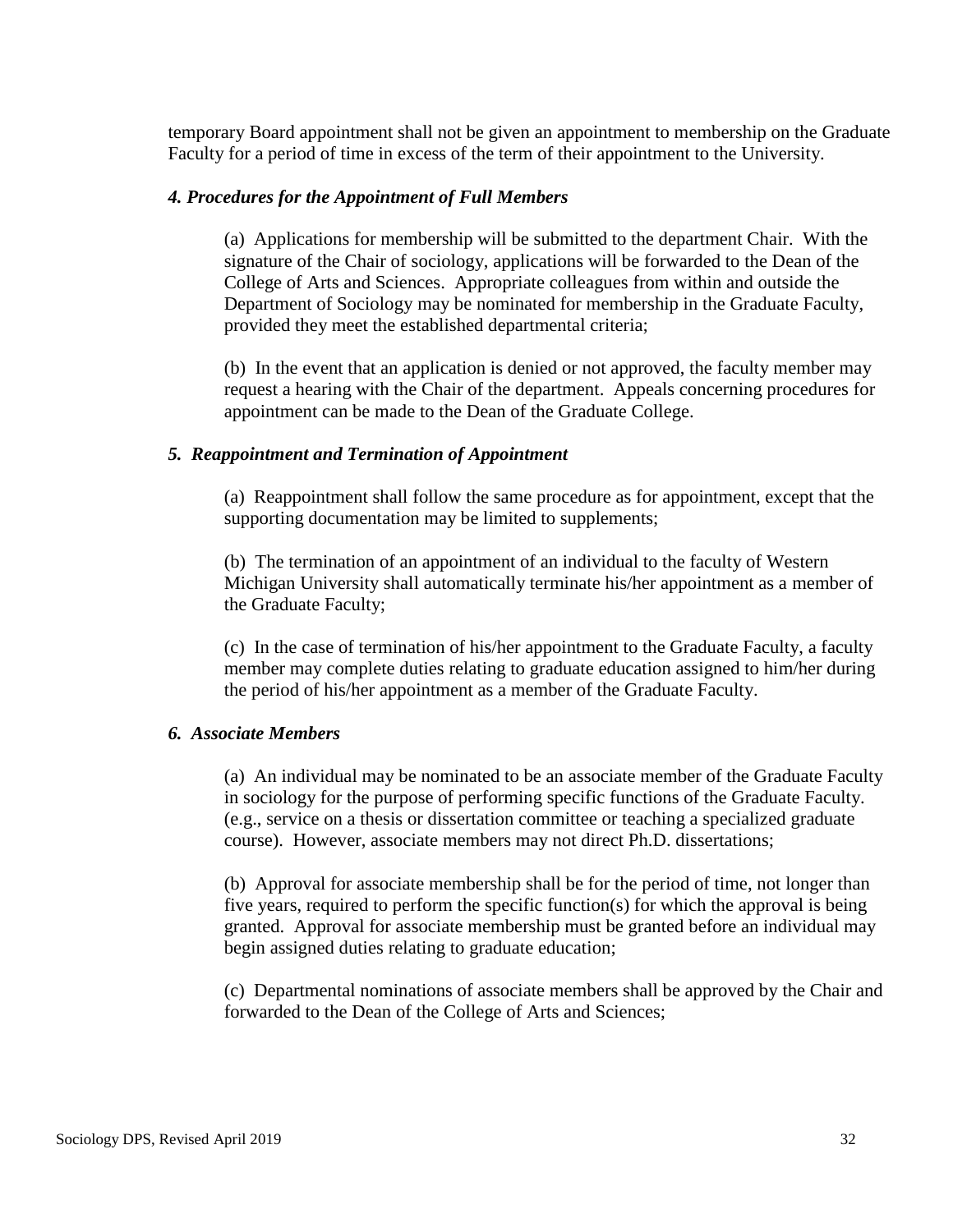temporary Board appointment shall not be given an appointment to membership on the Graduate Faculty for a period of time in excess of the term of their appointment to the University.

### *4. Procedures for the Appointment of Full Members*

(a) Applications for membership will be submitted to the department Chair. With the signature of the Chair of sociology, applications will be forwarded to the Dean of the College of Arts and Sciences. Appropriate colleagues from within and outside the Department of Sociology may be nominated for membership in the Graduate Faculty, provided they meet the established departmental criteria;

(b) In the event that an application is denied or not approved, the faculty member may request a hearing with the Chair of the department. Appeals concerning procedures for appointment can be made to the Dean of the Graduate College.

### *5. Reappointment and Termination of Appointment*

(a) Reappointment shall follow the same procedure as for appointment, except that the supporting documentation may be limited to supplements;

(b) The termination of an appointment of an individual to the faculty of Western Michigan University shall automatically terminate his/her appointment as a member of the Graduate Faculty;

(c) In the case of termination of his/her appointment to the Graduate Faculty, a faculty member may complete duties relating to graduate education assigned to him/her during the period of his/her appointment as a member of the Graduate Faculty.

### *6. Associate Members*

(a) An individual may be nominated to be an associate member of the Graduate Faculty in sociology for the purpose of performing specific functions of the Graduate Faculty. (e.g., service on a thesis or dissertation committee or teaching a specialized graduate course). However, associate members may not direct Ph.D. dissertations;

(b) Approval for associate membership shall be for the period of time, not longer than five years, required to perform the specific function(s) for which the approval is being granted. Approval for associate membership must be granted before an individual may begin assigned duties relating to graduate education;

(c) Departmental nominations of associate members shall be approved by the Chair and forwarded to the Dean of the College of Arts and Sciences;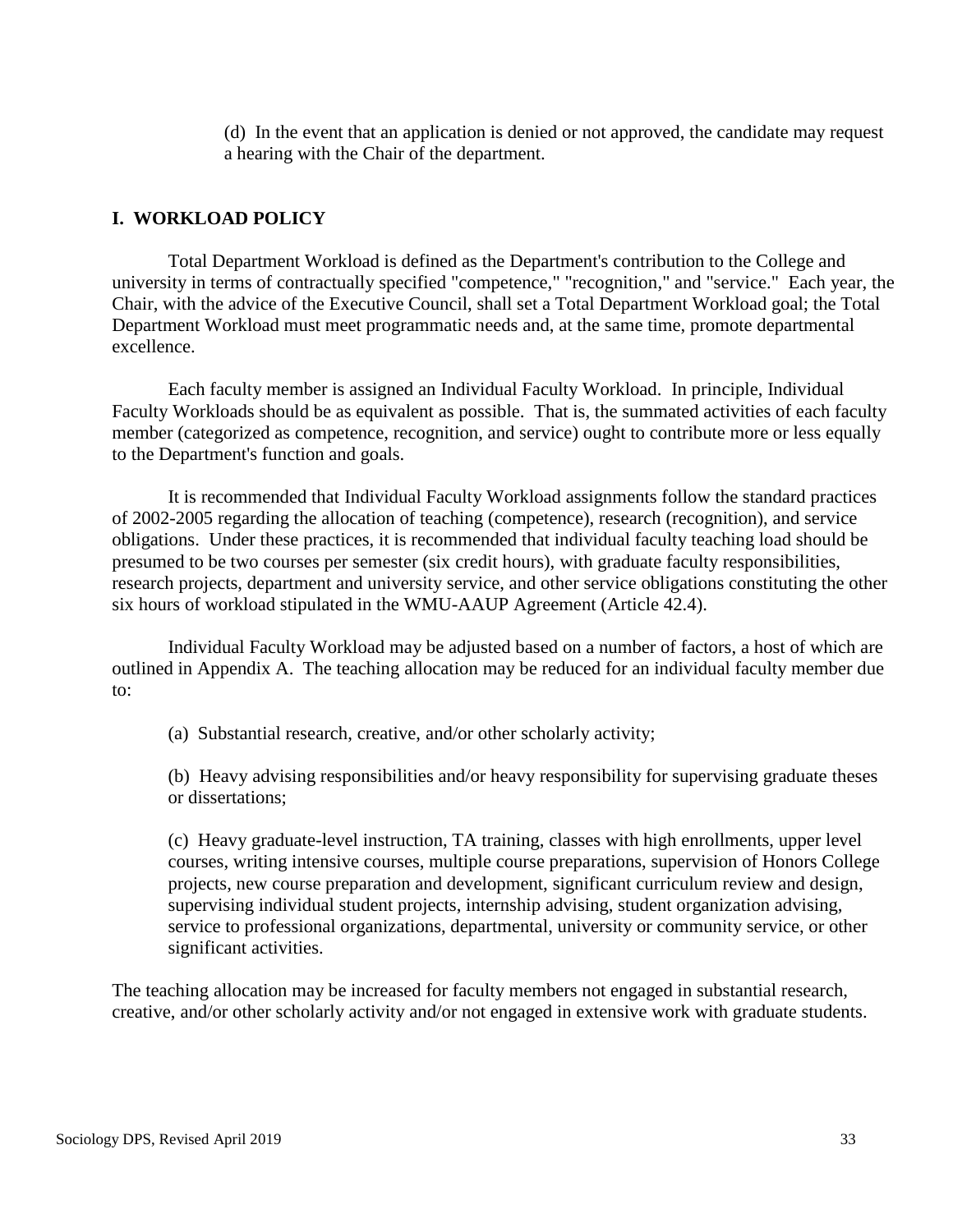(d) In the event that an application is denied or not approved, the candidate may request a hearing with the Chair of the department.

## I. WORKLOAD POLICY

Total Department Workload is defined as the Department's contribution to the College and university in terms of contractually specified "competence," "recognition," and "service." Each year, the Chair, with the advice of the Executive Council, shall set a Total Department Workload goal; the Total Department Workload must meet programmatic needs and, at the same time, promote departmental excellence.

Each faculty member is assigned an Individual Faculty Workload. In principle, Individual Faculty Workloads should be as equivalent as possible. That is, the summated activities of each faculty member (categorized as competence, recognition, and service) ought to contribute more or less equally to the Department's function and goals.

It is recommended that Individual Faculty Workload assignments follow the standard practices of 2002-2005 regarding the allocation of teaching (competence), research (recognition), and service obligations. Under these practices, it is recommended that individual faculty teaching load should be presumed to be two courses per semester (six credit hours), with graduate faculty responsibilities, research projects, department and university service, and other service obligations constituting the other six hours of workload stipulated in the WMU-AAUP Agreement (Article 42.4).

Individual Faculty Workload may be adjusted based on a number of factors, a host of which are outlined in Appendix A. The teaching allocation may be reduced for an individual faculty member due to:

(a) Substantial research, creative, and/or other scholarly activity;

(b) Heavy advising responsibilities and/or heavy responsibility for supervising graduate theses or dissertations;

(c) Heavy graduate-level instruction, TA training, classes with high enrollments, upper level courses, writing intensive courses, multiple course preparations, supervision of Honors College projects, new course preparation and development, significant curriculum review and design, supervising individual student projects, internship advising, student organization advising, service to professional organizations, departmental, university or community service, or other significant activities.

The teaching allocation may be increased for faculty members not engaged in substantial research, creative, and/or other scholarly activity and/or not engaged in extensive work with graduate students.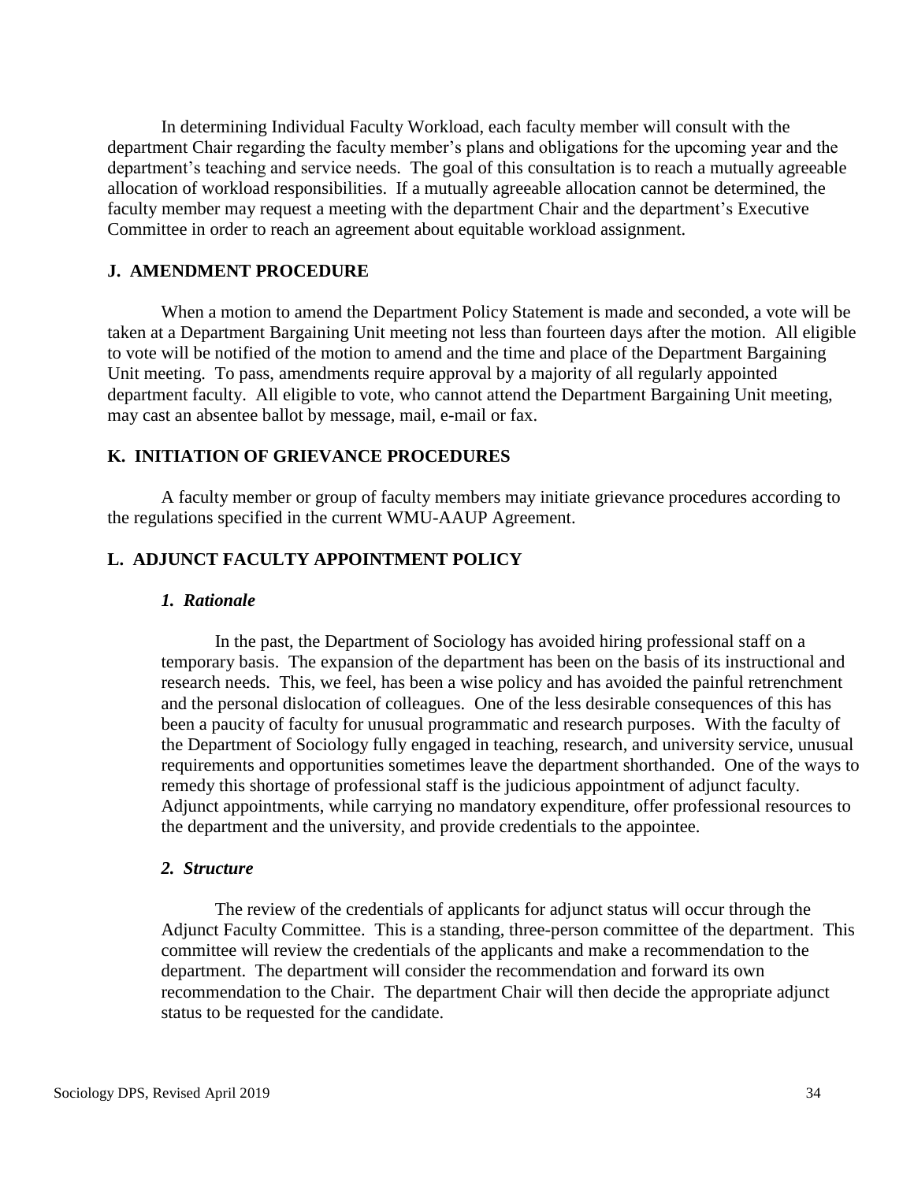In determining Individual Faculty Workload, each faculty member will consult with the department Chair regarding the faculty member's plans and obligations for the upcoming year and the department's teaching and service needs. The goal of this consultation is to reach a mutually agreeable allocation of workload responsibilities. If a mutually agreeable allocation cannot be determined, the faculty member may request a meeting with the department Chair and the department's Executive Committee in order to reach an agreement about equitable workload assignment.

## J. AMENDMENT PROCEDURE

When a motion to amend the Department Policy Statement is made and seconded, a vote will be taken at a Department Bargaining Unit meeting not less than fourteen days after the motion. All eligible to vote will be notified of the motion to amend and the time and place of the Department Bargaining Unit meeting. To pass, amendments require approval by a majority of all regularly appointed department faculty. All eligible to vote, who cannot attend the Department Bargaining Unit meeting, may cast an absentee ballot by message, mail, e-mail or fax.

## K. INITIATION OF GRIEVANCE PROCEDURES

A faculty member or group of faculty members may initiate grievance procedures according to the regulations specified in the current WMU-AAUP Agreement.

## L. ADJUNCT FACULTY APPOINTMENT POLICY

### *1. Rationale*

In the past, the Department of Sociology has avoided hiring professional staff on a temporary basis. The expansion of the department has been on the basis of its instructional and research needs. This, we feel, has been a wise policy and has avoided the painful retrenchment and the personal dislocation of colleagues. One of the less desirable consequences of this has been a paucity of faculty for unusual programmatic and research purposes. With the faculty of the Department of Sociology fully engaged in teaching, research, and university service, unusual requirements and opportunities sometimes leave the department shorthanded. One of the ways to remedy this shortage of professional staff is the judicious appointment of adjunct faculty. Adjunct appointments, while carrying no mandatory expenditure, offer professional resources to the department and the university, and provide credentials to the appointee.

### *2. Structure*

The review of the credentials of applicants for adjunct status will occur through the Adjunct Faculty Committee. This is a standing, three-person committee of the department. This committee will review the credentials of the applicants and make a recommendation to the department. The department will consider the recommendation and forward its own recommendation to the Chair. The department Chair will then decide the appropriate adjunct status to be requested for the candidate.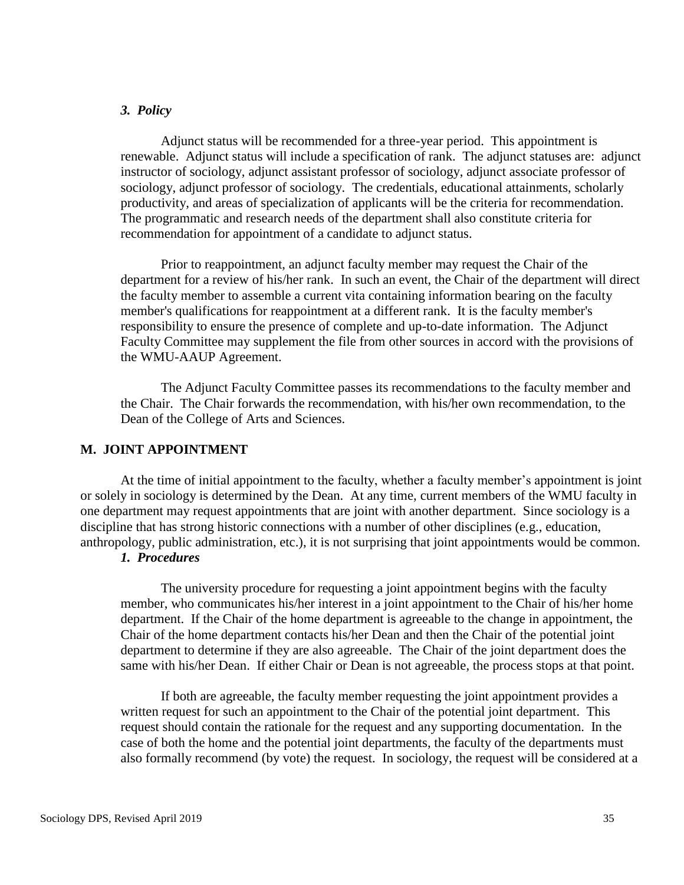### *3. Policy*

Adjunct status will be recommended for a three-year period. This appointment is renewable. Adjunct status will include a specification of rank. The adjunct statuses are: adjunct instructor of sociology, adjunct assistant professor of sociology, adjunct associate professor of sociology, adjunct professor of sociology. The credentials, educational attainments, scholarly productivity, and areas of specialization of applicants will be the criteria for recommendation. The programmatic and research needs of the department shall also constitute criteria for recommendation for appointment of a candidate to adjunct status.

Prior to reappointment, an adjunct faculty member may request the Chair of the department for a review of his/her rank. In such an event, the Chair of the department will direct the faculty member to assemble a current vita containing information bearing on the faculty member's qualifications for reappointment at a different rank. It is the faculty member's responsibility to ensure the presence of complete and up-to-date information. The Adjunct Faculty Committee may supplement the file from other sources in accord with the provisions of the WMU-AAUP Agreement.

The Adjunct Faculty Committee passes its recommendations to the faculty member and the Chair. The Chair forwards the recommendation, with his/her own recommendation, to the Dean of the College of Arts and Sciences.

## M. JOINT APPOINTMENT

At the time of initial appointment to the faculty, whether a faculty member's appointment is joint or solely in sociology is determined by the Dean. At any time, current members of the WMU faculty in one department may request appointments that are joint with another department. Since sociology is a discipline that has strong historic connections with a number of other disciplines (e.g., education, anthropology, public administration, etc.), it is not surprising that joint appointments would be common.

### *1. Procedures*

The university procedure for requesting a joint appointment begins with the faculty member, who communicates his/her interest in a joint appointment to the Chair of his/her home department. If the Chair of the home department is agreeable to the change in appointment, the Chair of the home department contacts his/her Dean and then the Chair of the potential joint department to determine if they are also agreeable. The Chair of the joint department does the same with his/her Dean. If either Chair or Dean is not agreeable, the process stops at that point.

If both are agreeable, the faculty member requesting the joint appointment provides a written request for such an appointment to the Chair of the potential joint department. This request should contain the rationale for the request and any supporting documentation. In the case of both the home and the potential joint departments, the faculty of the departments must also formally recommend (by vote) the request. In sociology, the request will be considered at a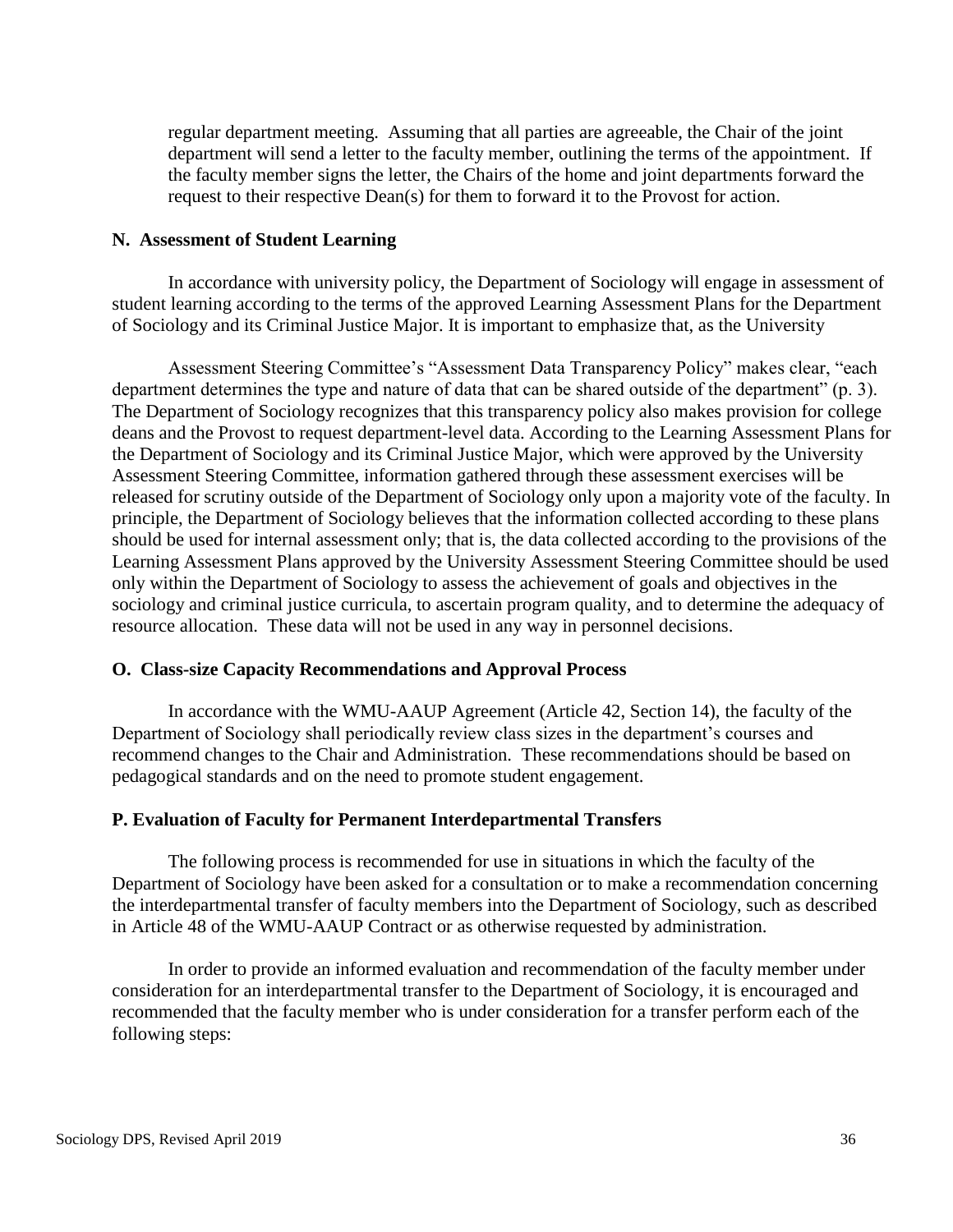regular department meeting. Assuming that all parties are agreeable, the Chair of the joint department will send a letter to the faculty member, outlining the terms of the appointment. If the faculty member signs the letter, the Chairs of the home and joint departments forward the request to their respective Dean(s) for them to forward it to the Provost for action.

### N. Assessment of Student Learning

In accordance with university policy, the Department of Sociology will engage in assessment of student learning according to the terms of the approved Learning Assessment Plans for the Department of Sociology and its Criminal Justice Major. It is important to emphasize that, as the University

Assessment Steering Committee's "Assessment Data Transparency Policy" makes clear, "each department determines the type and nature of data that can be shared outside of the department" (p. 3). The Department of Sociology recognizes that this transparency policy also makes provision for college deans and the Provost to request department-level data. According to the Learning Assessment Plans for the Department of Sociology and its Criminal Justice Major, which were approved by the University Assessment Steering Committee, information gathered through these assessment exercises will be released for scrutiny outside of the Department of Sociology only upon a majority vote of the faculty. In principle, the Department of Sociology believes that the information collected according to these plans should be used for internal assessment only; that is, the data collected according to the provisions of the Learning Assessment Plans approved by the University Assessment Steering Committee should be used only within the Department of Sociology to assess the achievement of goals and objectives in the sociology and criminal justice curricula, to ascertain program quality, and to determine the adequacy of resource allocation. These data will not be used in any way in personnel decisions.

### O. Class-size Capacity Recommendations and Approval Process

In accordance with the WMU-AAUP Agreement (Article 42, Section 14), the faculty of the Department of Sociology shall periodically review class sizes in the department's courses and recommend changes to the Chair and Administration. These recommendations should be based on pedagogical standards and on the need to promote student engagement.

### P. Evaluation of Faculty for Permanent Interdepartmental Transfers

The following process is recommended for use in situations in which the faculty of the Department of Sociology have been asked for a consultation or to make a recommendation concerning the interdepartmental transfer of faculty members into the Department of Sociology, such as described in Article 48 of the WMU-AAUP Contract or as otherwise requested by administration.

In order to provide an informed evaluation and recommendation of the faculty member under consideration for an interdepartmental transfer to the Department of Sociology, it is encouraged and recommended that the faculty member who is under consideration for a transfer perform each of the following steps: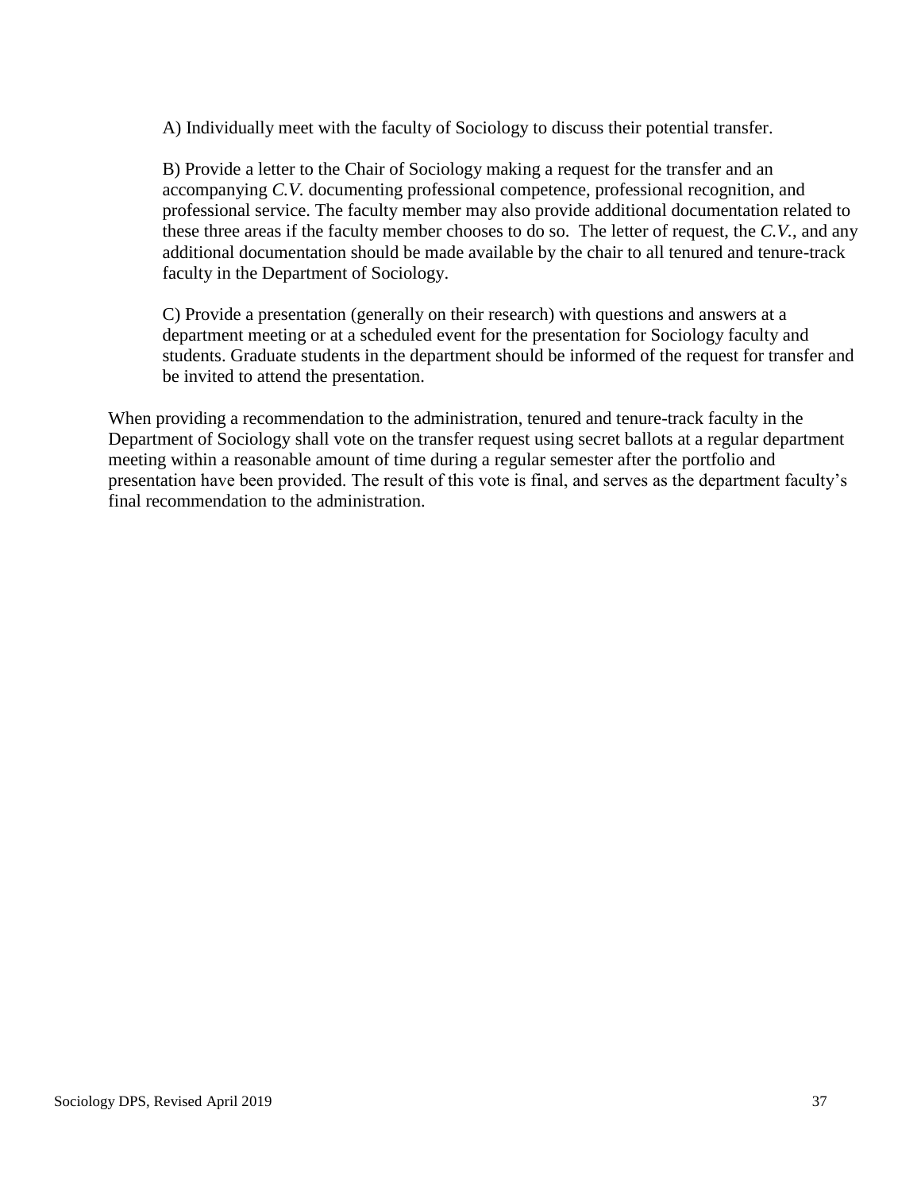A) Individually meet with the faculty of Sociology to discuss their potential transfer.

B) Provide a letter to the Chair of Sociology making a request for the transfer and an accompanying *C.V.* documenting professional competence, professional recognition, and professional service. The faculty member may also provide additional documentation related to these three areas if the faculty member chooses to do so. The letter of request, the *C.V.*, and any additional documentation should be made available by the chair to all tenured and tenure-track faculty in the Department of Sociology.

C) Provide a presentation (generally on their research) with questions and answers at a department meeting or at a scheduled event for the presentation for Sociology faculty and students. Graduate students in the department should be informed of the request for transfer and be invited to attend the presentation.

When providing a recommendation to the administration, tenured and tenure-track faculty in the Department of Sociology shall vote on the transfer request using secret ballots at a regular department meeting within a reasonable amount of time during a regular semester after the portfolio and presentation have been provided. The result of this vote is final, and serves as the department faculty's final recommendation to the administration.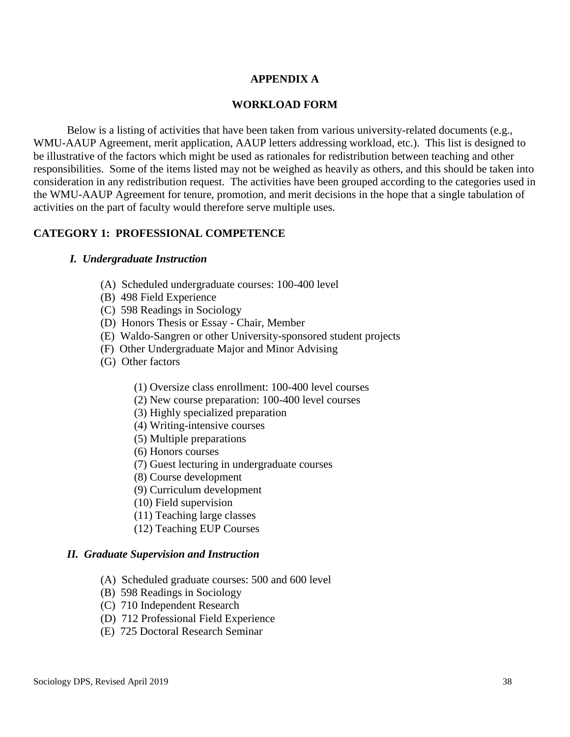# APPENDIX A

## WORKLOAD FORM

Below is a listing of activities that have been taken from various university-related documents (e.g., WMU-AAUP Agreement, merit application, AAUP letters addressing workload, etc.). This list is designed to be illustrative of the factors which might be used as rationales for redistribution between teaching and other responsibilities. Some of the items listed may not be weighed as heavily as others, and this should be taken into consideration in any redistribution request. The activities have been grouped according to the categories used in the WMU-AAUP Agreement for tenure, promotion, and merit decisions in the hope that a single tabulation of activities on the part of faculty would therefore serve multiple uses.

### CATEGORY 1: PROFESSIONAL COMPETENCE

#### *I. Undergraduate Instruction*

- (A) Scheduled undergraduate courses: 100-400 level
- (B) 498 Field Experience
- (C) 598 Readings in Sociology
- (D) Honors Thesis or Essay - Chair, Member
- (E) Waldo-Sangren or other University-sponsored student projects
- (F) Other Undergraduate Major and Minor Advising
- (G) Other factors
  - (1) Oversize class enrollment: 100-400 level courses
  - (2) New course preparation: 100-400 level courses
  - (3) Highly specialized preparation
  - (4) Writing-intensive courses
  - (5) Multiple preparations
  - (6) Honors courses
  - (7) Guest lecturing in undergraduate courses
  - (8) Course development
  - (9) Curriculum development
  - (10) Field supervision
  - (11) Teaching large classes
  - (12) Teaching EUP Courses

#### *II. Graduate Supervision and Instruction*

- (A) Scheduled graduate courses: 500 and 600 level
- (B) 598 Readings in Sociology
- (C) 710 Independent Research
- (D) 712 Professional Field Experience
- (E) 725 Doctoral Research Seminar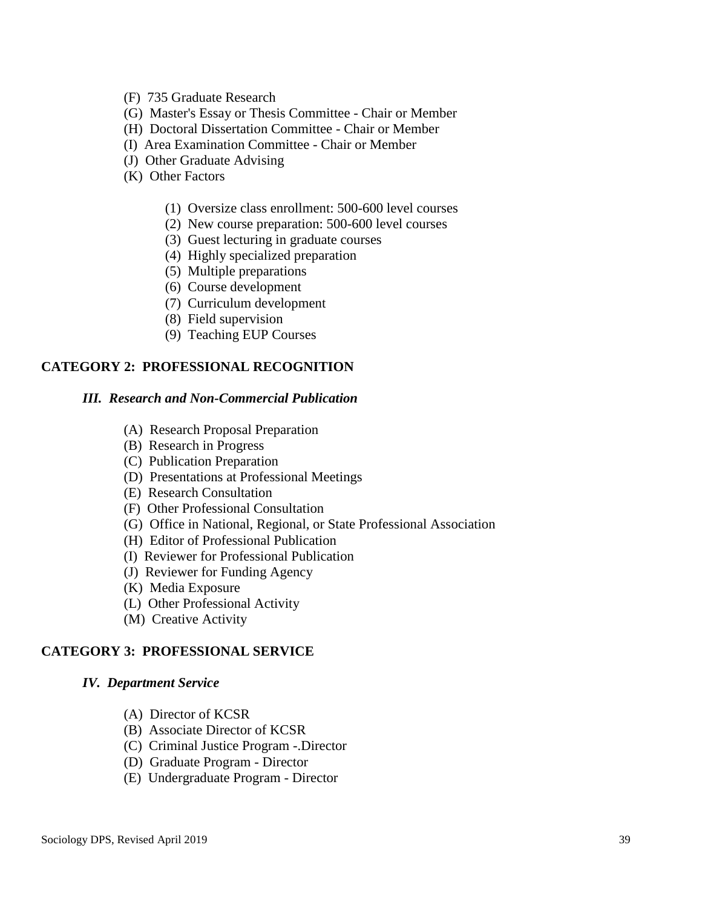(F) 735 Graduate Research
(G) Master's Essay or Thesis Committee - Chair or Member
(H) Doctoral Dissertation Committee - Chair or Member
(I) Area Examination Committee - Chair or Member
(J) Other Graduate Advising
(K) Other Factors

(1) Oversize class enrollment: 500-600 level courses
(2) New course preparation: 500-600 level courses
(3) Guest lecturing in graduate courses
(4) Highly specialized preparation
(5) Multiple preparations
(6) Course development
(7) Curriculum development
(8) Field supervision
(9) Teaching EUP Courses

## CATEGORY 2: PROFESSIONAL RECOGNITION

### *III. Research and Non-Commercial Publication*

(A) Research Proposal Preparation
(B) Research in Progress
(C) Publication Preparation
(D) Presentations at Professional Meetings
(E) Research Consultation
(F) Other Professional Consultation
(G) Office in National, Regional, or State Professional Association
(H) Editor of Professional Publication
(I) Reviewer for Professional Publication
(J) Reviewer for Funding Agency
(K) Media Exposure
(L) Other Professional Activity
(M) Creative Activity

## CATEGORY 3: PROFESSIONAL SERVICE

### *IV. Department Service*

(A) Director of KCSR
(B) Associate Director of KCSR
(C) Criminal Justice Program -.Director
(D) Graduate Program - Director
(E) Undergraduate Program - Director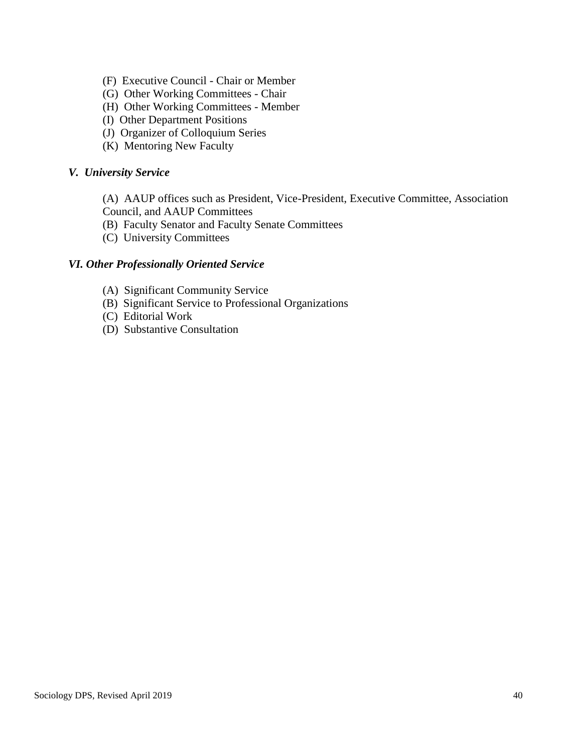(F) Executive Council - Chair or Member  
(G) Other Working Committees - Chair  
(H) Other Working Committees - Member  
(I) Other Department Positions  
(J) Organizer of Colloquium Series  
(K) Mentoring New Faculty

### *V. University Service*

(A) AAUP offices such as President, Vice-President, Executive Committee, Association Council, and AAUP Committees  
(B) Faculty Senator and Faculty Senate Committees  
(C) University Committees

### *VI. Other Professionally Oriented Service*

(A) Significant Community Service  
(B) Significant Service to Professional Organizations  
(C) Editorial Work  
(D) Substantive Consultation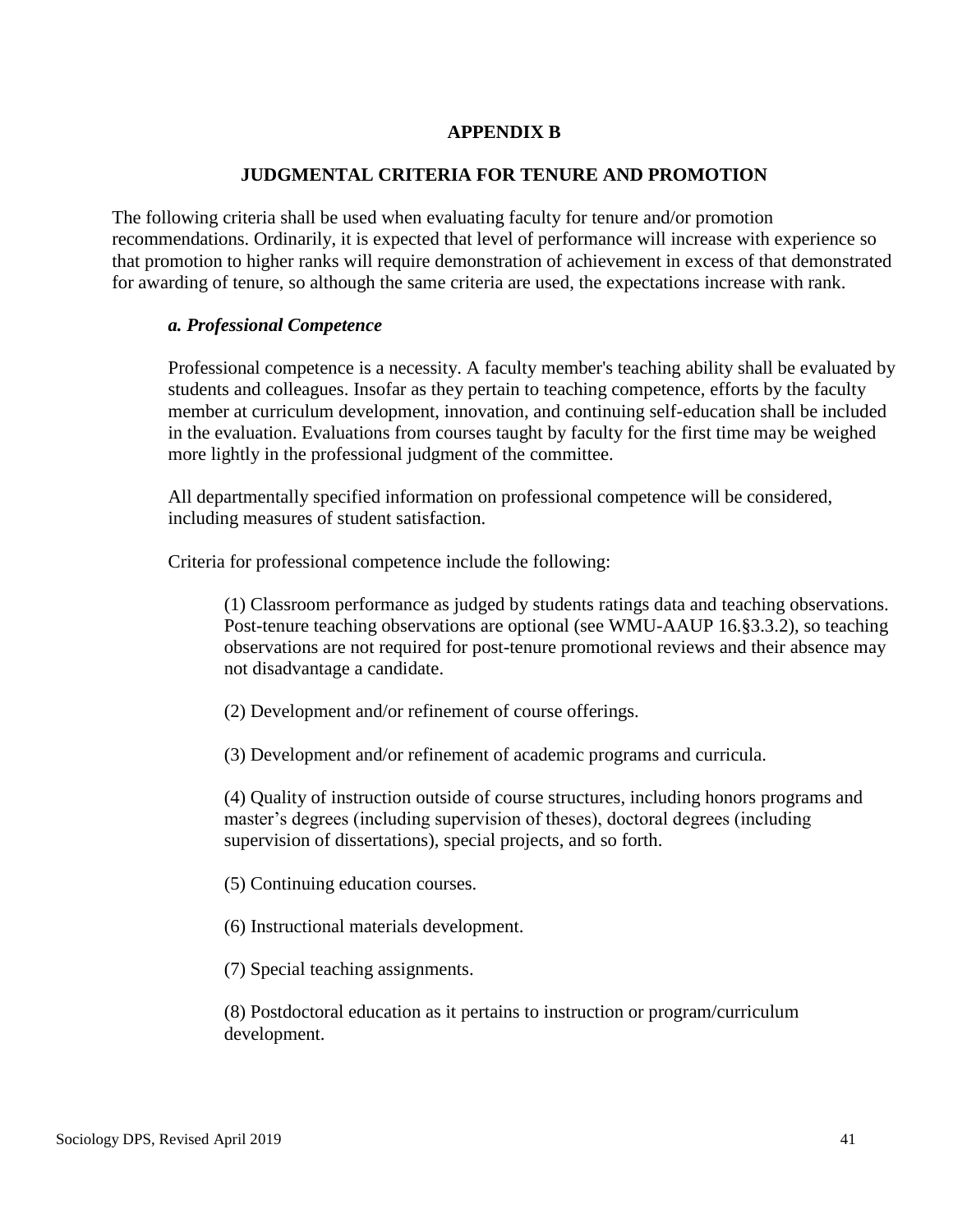## APPENDIX B

## JUDGMENTAL CRITERIA FOR TENURE AND PROMOTION

The following criteria shall be used when evaluating faculty for tenure and/or promotion recommendations. Ordinarily, it is expected that level of performance will increase with experience so that promotion to higher ranks will require demonstration of achievement in excess of that demonstrated for awarding of tenure, so although the same criteria are used, the expectations increase with rank.

### *a. Professional Competence*

Professional competence is a necessity. A faculty member's teaching ability shall be evaluated by students and colleagues. Insofar as they pertain to teaching competence, efforts by the faculty member at curriculum development, innovation, and continuing self-education shall be included in the evaluation. Evaluations from courses taught by faculty for the first time may be weighed more lightly in the professional judgment of the committee.

All departmentally specified information on professional competence will be considered, including measures of student satisfaction.

Criteria for professional competence include the following:

(1) Classroom performance as judged by students ratings data and teaching observations. Post-tenure teaching observations are optional (see WMU-AAUP 16.§3.3.2), so teaching observations are not required for post-tenure promotional reviews and their absence may not disadvantage a candidate.

(2) Development and/or refinement of course offerings.

(3) Development and/or refinement of academic programs and curricula.

(4) Quality of instruction outside of course structures, including honors programs and master's degrees (including supervision of theses), doctoral degrees (including supervision of dissertations), special projects, and so forth.

(5) Continuing education courses.

(6) Instructional materials development.

(7) Special teaching assignments.

(8) Postdoctoral education as it pertains to instruction or program/curriculum development.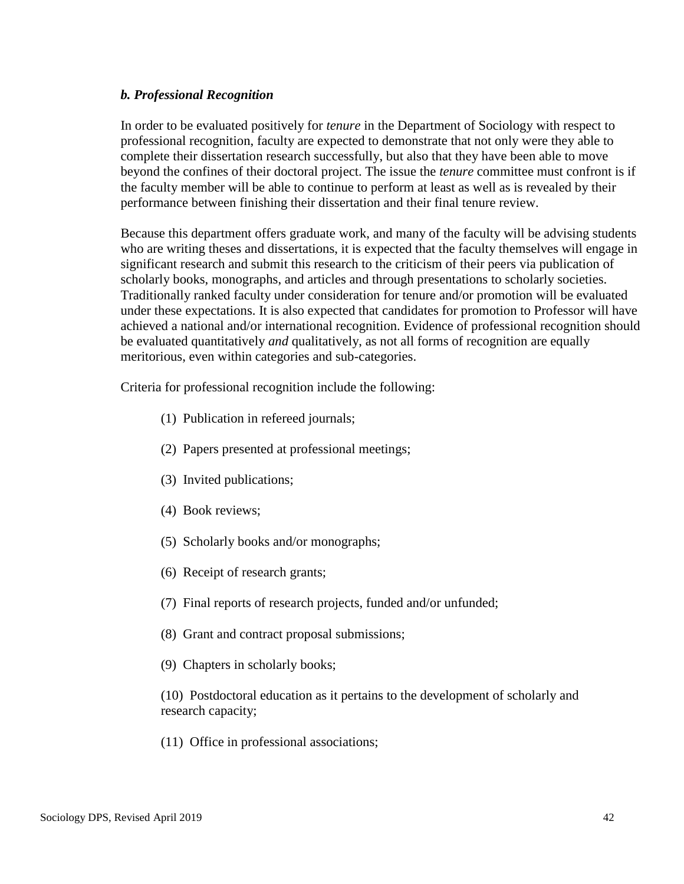### ***b. Professional Recognition***

In order to be evaluated positively for *tenure* in the Department of Sociology with respect to professional recognition, faculty are expected to demonstrate that not only were they able to complete their dissertation research successfully, but also that they have been able to move beyond the confines of their doctoral project. The issue the *tenure* committee must confront is if the faculty member will be able to continue to perform at least as well as is revealed by their performance between finishing their dissertation and their final tenure review.

Because this department offers graduate work, and many of the faculty will be advising students who are writing theses and dissertations, it is expected that the faculty themselves will engage in significant research and submit this research to the criticism of their peers via publication of scholarly books, monographs, and articles and through presentations to scholarly societies. Traditionally ranked faculty under consideration for tenure and/or promotion will be evaluated under these expectations. It is also expected that candidates for promotion to Professor will have achieved a national and/or international recognition. Evidence of professional recognition should be evaluated quantitatively *and* qualitatively, as not all forms of recognition are equally meritorious, even within categories and sub-categories.

Criteria for professional recognition include the following:

(1) Publication in refereed journals;

(2) Papers presented at professional meetings;

(3) Invited publications;

(4) Book reviews;

(5) Scholarly books and/or monographs;

(6) Receipt of research grants;

(7) Final reports of research projects, funded and/or unfunded;

(8) Grant and contract proposal submissions;

(9) Chapters in scholarly books;

(10) Postdoctoral education as it pertains to the development of scholarly and research capacity;

(11) Office in professional associations;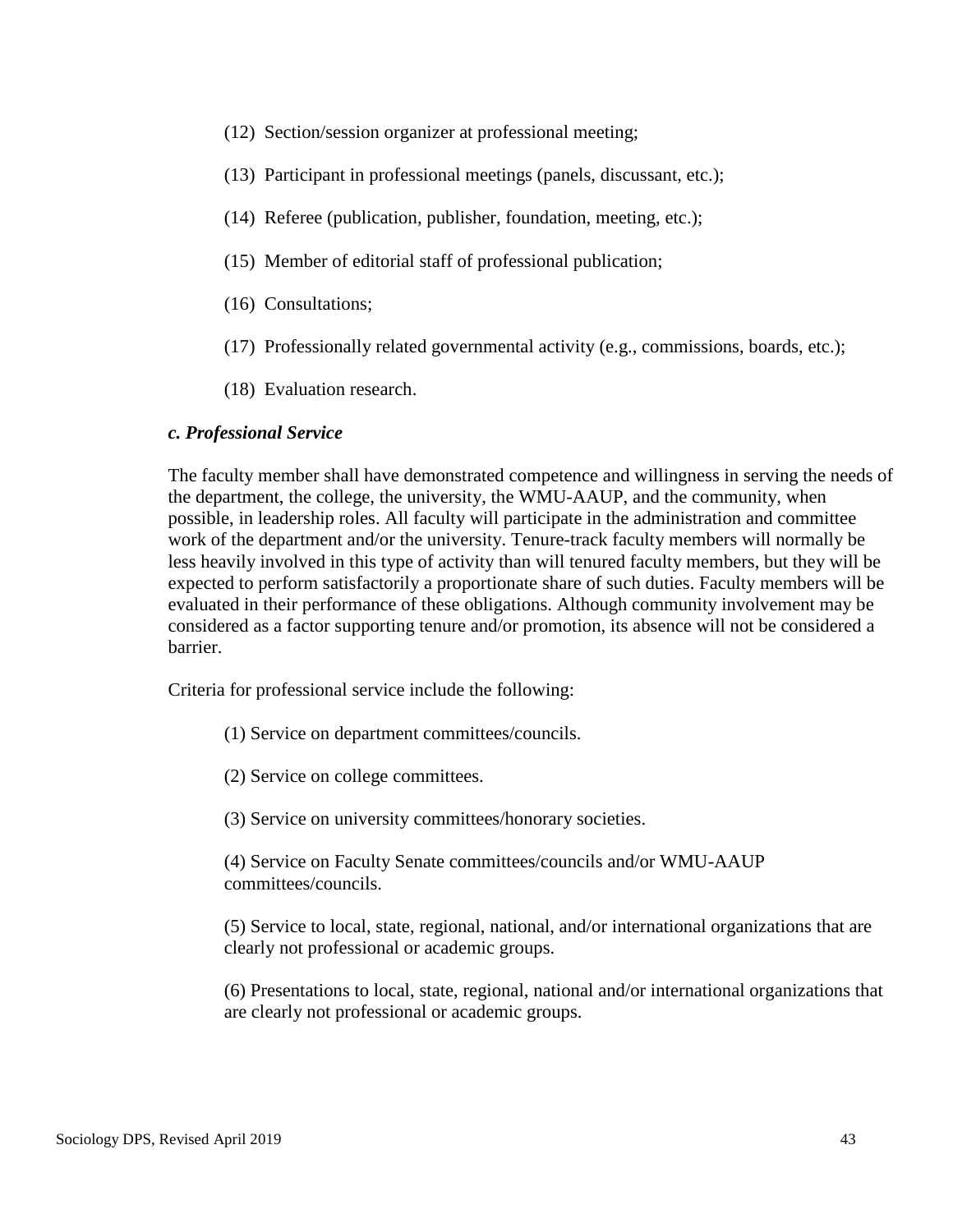(12) Section/session organizer at professional meeting;

(13) Participant in professional meetings (panels, discussant, etc.);

(14) Referee (publication, publisher, foundation, meeting, etc.);

(15) Member of editorial staff of professional publication;

(16) Consultations;

(17) Professionally related governmental activity (e.g., commissions, boards, etc.);

(18) Evaluation research.

***c. Professional Service***

The faculty member shall have demonstrated competence and willingness in serving the needs of the department, the college, the university, the WMU-AAUP, and the community, when possible, in leadership roles. All faculty will participate in the administration and committee work of the department and/or the university. Tenure-track faculty members will normally be less heavily involved in this type of activity than will tenured faculty members, but they will be expected to perform satisfactorily a proportionate share of such duties. Faculty members will be evaluated in their performance of these obligations. Although community involvement may be considered as a factor supporting tenure and/or promotion, its absence will not be considered a barrier.

Criteria for professional service include the following:

(1) Service on department committees/councils.

(2) Service on college committees.

(3) Service on university committees/honorary societies.

(4) Service on Faculty Senate committees/councils and/or WMU-AAUP committees/councils.

(5) Service to local, state, regional, national, and/or international organizations that are clearly not professional or academic groups.

(6) Presentations to local, state, regional, national and/or international organizations that are clearly not professional or academic groups.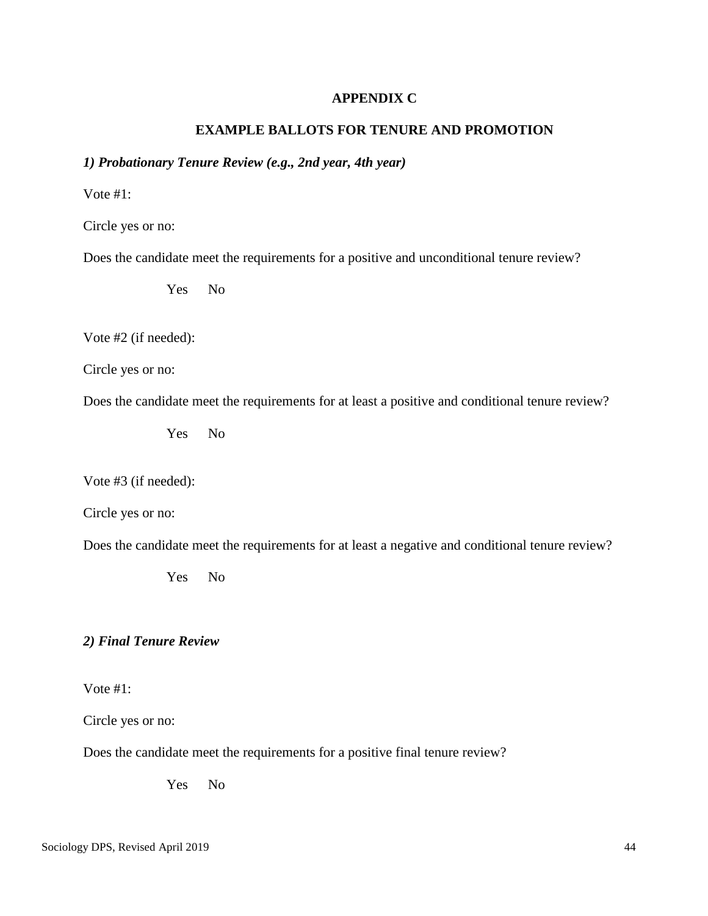**APPENDIX C**

**EXAMPLE BALLOTS FOR TENURE AND PROMOTION**

***1) Probationary Tenure Review (e.g., 2nd year, 4th year)***

Vote #1:

Circle yes or no:

Does the candidate meet the requirements for a positive and unconditional tenure review?

Yes No

Vote #2 (if needed):

Circle yes or no:

Does the candidate meet the requirements for at least a positive and conditional tenure review?

Yes No

Vote #3 (if needed):

Circle yes or no:

Does the candidate meet the requirements for at least a negative and conditional tenure review?

Yes No

***2) Final Tenure Review***

Vote #1:

Circle yes or no:

Does the candidate meet the requirements for a positive final tenure review?

Yes No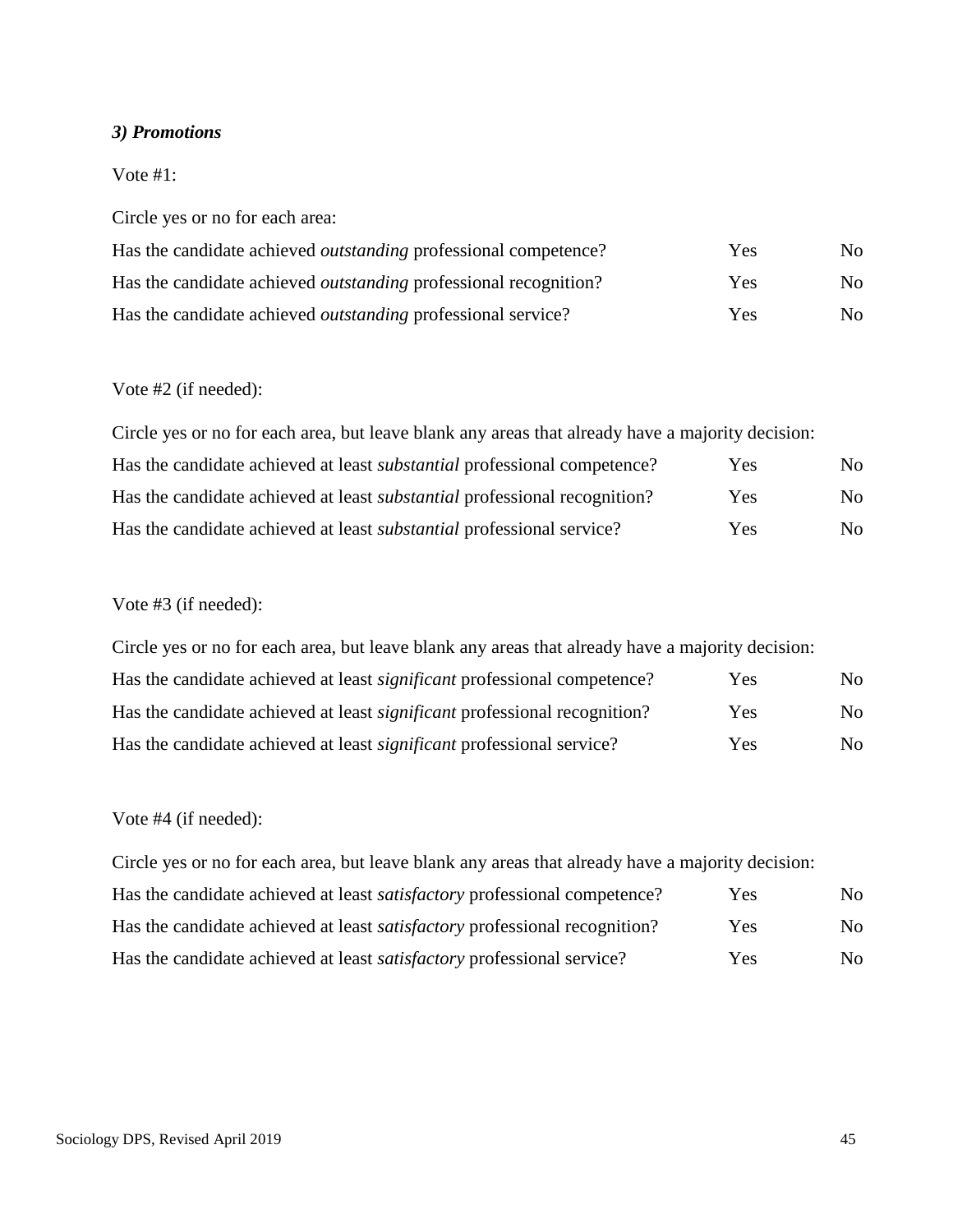***3) Promotions***

Vote #1:

Circle yes or no for each area:

| | | |
|---|---|---|
| Has the candidate achieved *outstanding* professional competence? | Yes | No |
| Has the candidate achieved *outstanding* professional recognition? | Yes | No |
| Has the candidate achieved *outstanding* professional service? | Yes | No |

Vote #2 (if needed):

Circle yes or no for each area, but leave blank any areas that already have a majority decision:

| | | |
|---|---|---|
| Has the candidate achieved at least *substantial* professional competence? | Yes | No |
| Has the candidate achieved at least *substantial* professional recognition? | Yes | No |
| Has the candidate achieved at least *substantial* professional service? | Yes | No |

Vote #3 (if needed):

Circle yes or no for each area, but leave blank any areas that already have a majority decision:

| | | |
|---|---|---|
| Has the candidate achieved at least *significant* professional competence? | Yes | No |
| Has the candidate achieved at least *significant* professional recognition? | Yes | No |
| Has the candidate achieved at least *significant* professional service? | Yes | No |

Vote #4 (if needed):

Circle yes or no for each area, but leave blank any areas that already have a majority decision:

| | | |
|---|---|---|
| Has the candidate achieved at least *satisfactory* professional competence? | Yes | No |
| Has the candidate achieved at least *satisfactory* professional recognition? | Yes | No |
| Has the candidate achieved at least *satisfactory* professional service? | Yes | No |